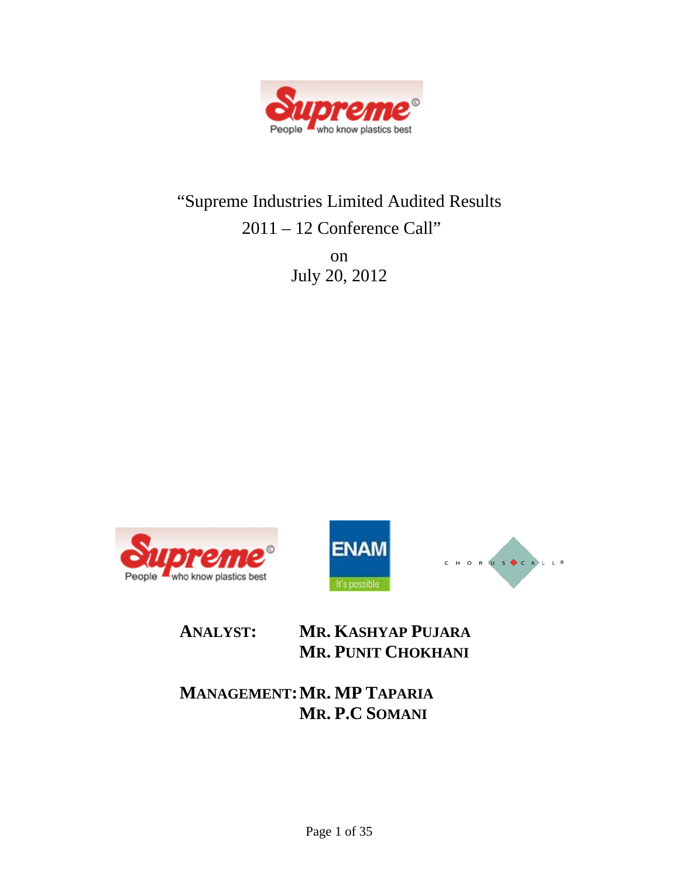# "Supreme Industries Limited Audited Results 2011 – 12 Conference Call"

on

July 20, 2012

**ANALYST:** **MR. KASHYAP PUJARA**
**MR. PUNIT CHOKHANI**

**MANAGEMENT:** **MR. MP TAPARIA**
**MR. P.C SOMANI**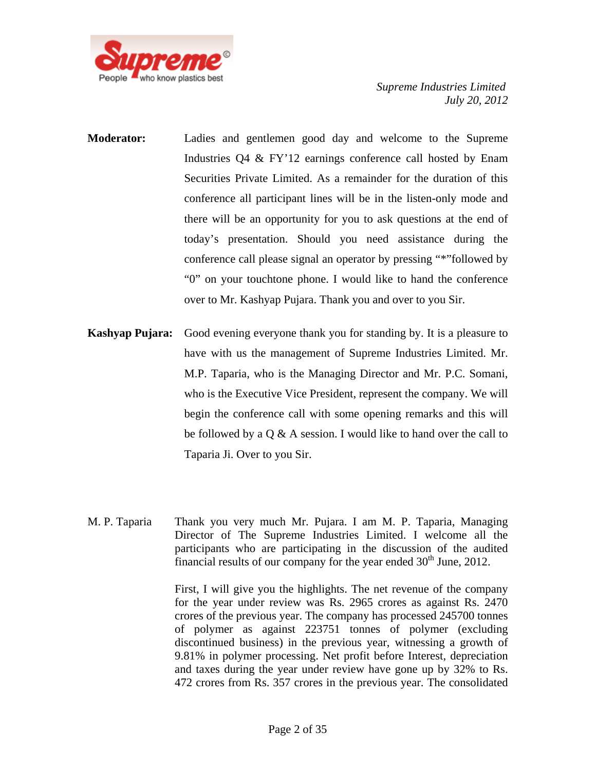**Moderator:** Ladies and gentlemen good day and welcome to the Supreme Industries Q4 & FY'12 earnings conference call hosted by Enam Securities Private Limited. As a remainder for the duration of this conference all participant lines will be in the listen-only mode and there will be an opportunity for you to ask questions at the end of today's presentation. Should you need assistance during the conference call please signal an operator by pressing "*"followed by "0" on your touchtone phone. I would like to hand the conference over to Mr. Kashyap Pujara. Thank you and over to you Sir.

**Kashyap Pujara:** Good evening everyone thank you for standing by. It is a pleasure to have with us the management of Supreme Industries Limited. Mr. M.P. Taparia, who is the Managing Director and Mr. P.C. Somani, who is the Executive Vice President, represent the company. We will begin the conference call with some opening remarks and this will be followed by a Q & A session. I would like to hand over the call to Taparia Ji. Over to you Sir.

M. P. Taparia Thank you very much Mr. Pujara. I am M. P. Taparia, Managing Director of The Supreme Industries Limited. I welcome all the participants who are participating in the discussion of the audited financial results of our company for the year ended 30th June, 2012.

First, I will give you the highlights. The net revenue of the company for the year under review was Rs. 2965 crores as against Rs. 2470 crores of the previous year. The company has processed 245700 tonnes of polymer as against 223751 tonnes of polymer (excluding discontinued business) in the previous year, witnessing a growth of 9.81% in polymer processing. Net profit before Interest, depreciation and taxes during the year under review have gone up by 32% to Rs. 472 crores from Rs. 357 crores in the previous year. The consolidated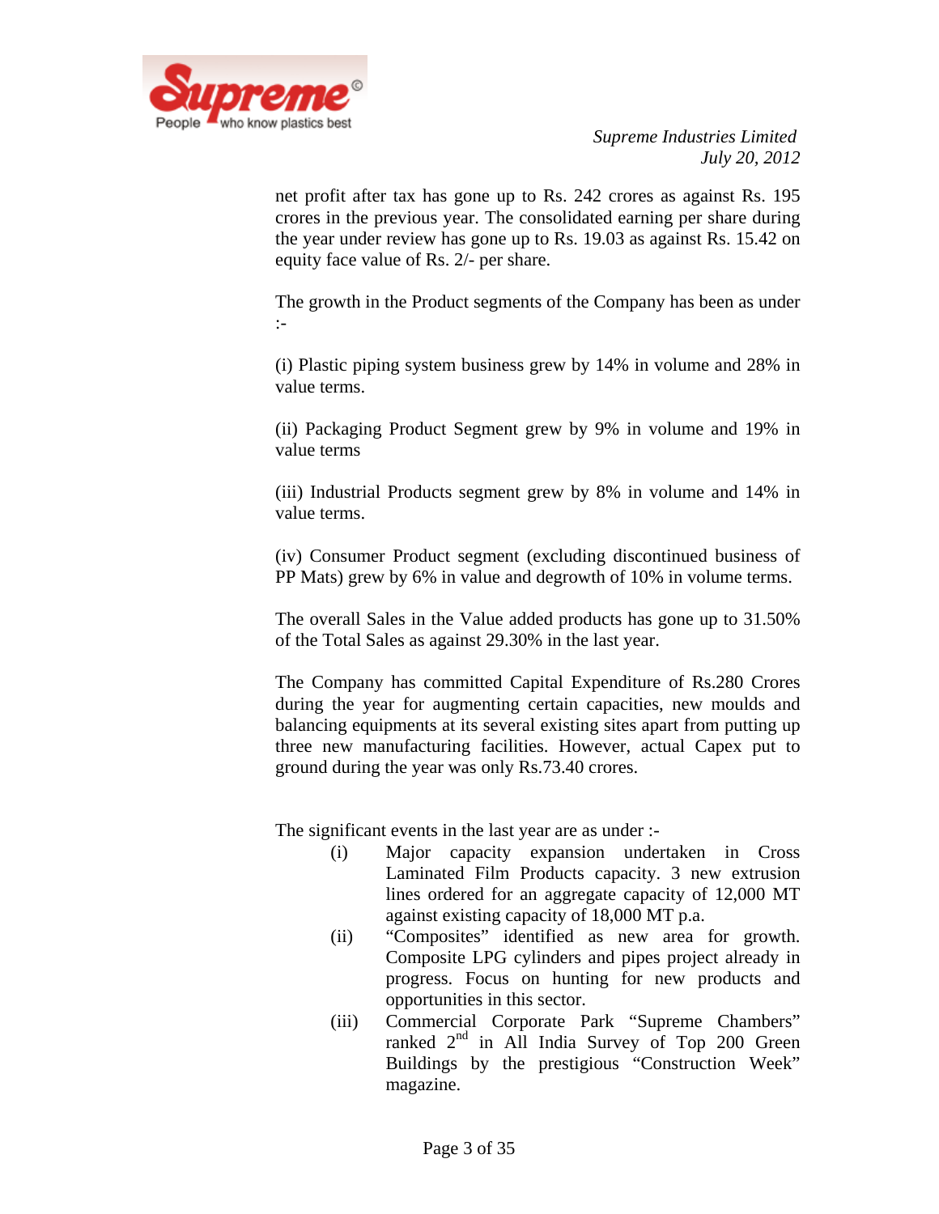net profit after tax has gone up to Rs. 242 crores as against Rs. 195 crores in the previous year. The consolidated earning per share during the year under review has gone up to Rs. 19.03 as against Rs. 15.42 on equity face value of Rs. 2/- per share.

The growth in the Product segments of the Company has been as under :-

(i) Plastic piping system business grew by 14% in volume and 28% in value terms.

(ii) Packaging Product Segment grew by 9% in volume and 19% in value terms

(iii) Industrial Products segment grew by 8% in volume and 14% in value terms.

(iv) Consumer Product segment (excluding discontinued business of PP Mats) grew by 6% in value and degrowth of 10% in volume terms.

The overall Sales in the Value added products has gone up to 31.50% of the Total Sales as against 29.30% in the last year.

The Company has committed Capital Expenditure of Rs.280 Crores during the year for augmenting certain capacities, new moulds and balancing equipments at its several existing sites apart from putting up three new manufacturing facilities. However, actual Capex put to ground during the year was only Rs.73.40 crores.

The significant events in the last year are as under :-

(i) Major capacity expansion undertaken in Cross Laminated Film Products capacity. 3 new extrusion lines ordered for an aggregate capacity of 12,000 MT against existing capacity of 18,000 MT p.a.

(ii) "Composites" identified as new area for growth. Composite LPG cylinders and pipes project already in progress. Focus on hunting for new products and opportunities in this sector.

(iii) Commercial Corporate Park "Supreme Chambers" ranked 2nd in All India Survey of Top 200 Green Buildings by the prestigious "Construction Week" magazine.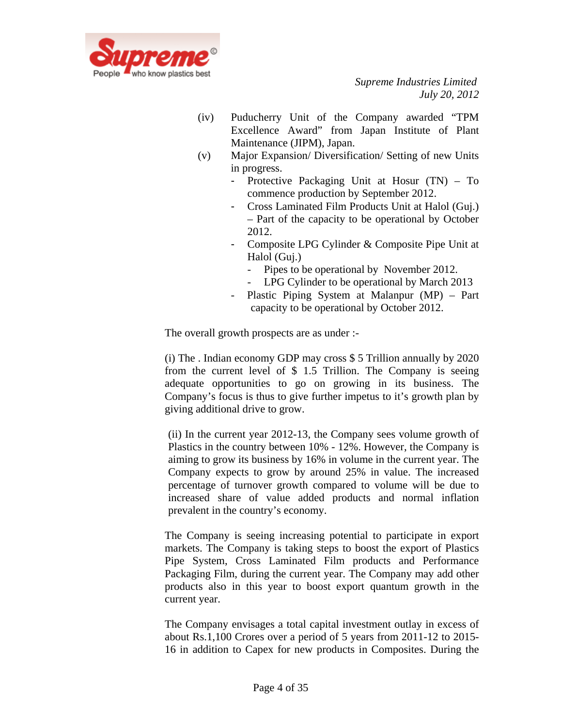(iv) Puducherry Unit of the Company awarded "TPM Excellence Award" from Japan Institute of Plant Maintenance (JIPM), Japan.

(v) Major Expansion/ Diversification/ Setting of new Units in progress.

- Protective Packaging Unit at Hosur (TN) – To commence production by September 2012.
- Cross Laminated Film Products Unit at Halol (Guj.) – Part of the capacity to be operational by October 2012.
- Composite LPG Cylinder & Composite Pipe Unit at Halol (Guj.)
  - Pipes to be operational by November 2012.
  - LPG Cylinder to be operational by March 2013
- Plastic Piping System at Malanpur (MP) – Part capacity to be operational by October 2012.

The overall growth prospects are as under :-

(i) The . Indian economy GDP may cross $ 5 Trillion annually by 2020 from the current level of $ 1.5 Trillion. The Company is seeing adequate opportunities to go on growing in its business. The Company's focus is thus to give further impetus to it's growth plan by giving additional drive to grow.

(ii) In the current year 2012-13, the Company sees volume growth of Plastics in the country between 10% - 12%. However, the Company is aiming to grow its business by 16% in volume in the current year. The Company expects to grow by around 25% in value. The increased percentage of turnover growth compared to volume will be due to increased share of value added products and normal inflation prevalent in the country's economy.

The Company is seeing increasing potential to participate in export markets. The Company is taking steps to boost the export of Plastics Pipe System, Cross Laminated Film products and Performance Packaging Film, during the current year. The Company may add other products also in this year to boost export quantum growth in the current year.

The Company envisages a total capital investment outlay in excess of about Rs.1,100 Crores over a period of 5 years from 2011-12 to 2015-16 in addition to Capex for new products in Composites. During the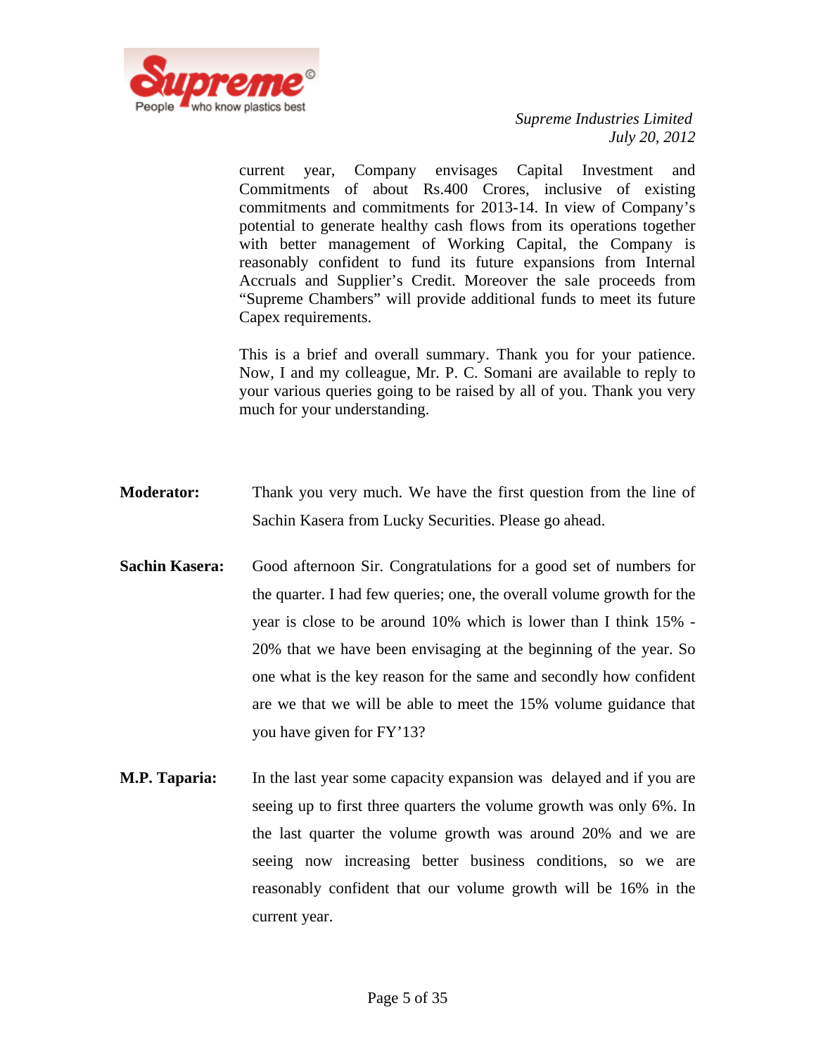current year, Company envisages Capital Investment and Commitments of about Rs.400 Crores, inclusive of existing commitments and commitments for 2013-14. In view of Company's potential to generate healthy cash flows from its operations together with better management of Working Capital, the Company is reasonably confident to fund its future expansions from Internal Accruals and Supplier's Credit. Moreover the sale proceeds from "Supreme Chambers" will provide additional funds to meet its future Capex requirements.

This is a brief and overall summary. Thank you for your patience. Now, I and my colleague, Mr. P. C. Somani are available to reply to your various queries going to be raised by all of you. Thank you very much for your understanding.

**Moderator:** Thank you very much. We have the first question from the line of Sachin Kasera from Lucky Securities. Please go ahead.

**Sachin Kasera:** Good afternoon Sir. Congratulations for a good set of numbers for the quarter. I had few queries; one, the overall volume growth for the year is close to be around 10% which is lower than I think 15% - 20% that we have been envisaging at the beginning of the year. So one what is the key reason for the same and secondly how confident are we that we will be able to meet the 15% volume guidance that you have given for FY'13?

**M.P. Taparia:** In the last year some capacity expansion was delayed and if you are seeing up to first three quarters the volume growth was only 6%. In the last quarter the volume growth was around 20% and we are seeing now increasing better business conditions, so we are reasonably confident that our volume growth will be 16% in the current year.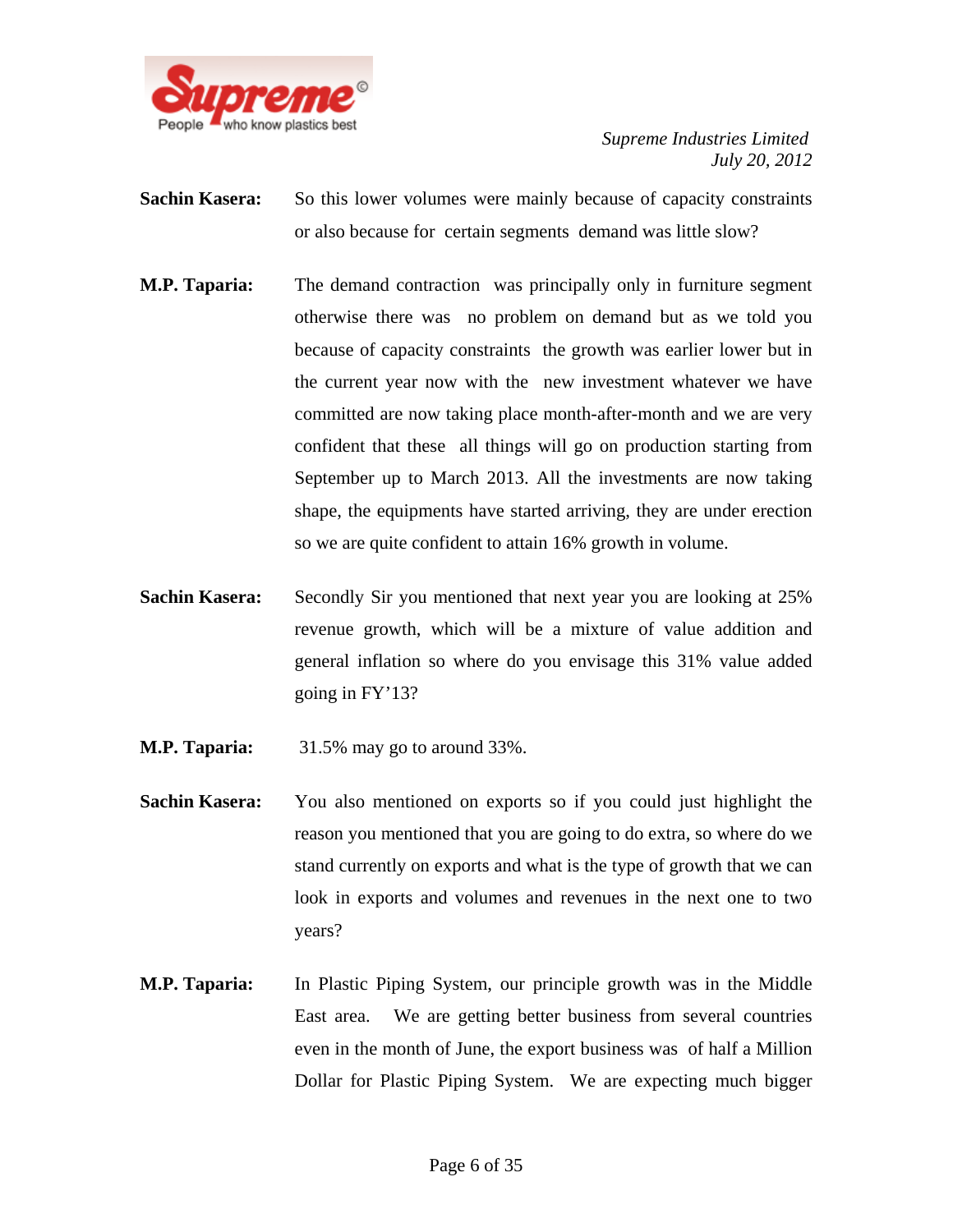**Sachin Kasera:** So this lower volumes were mainly because of capacity constraints or also because for certain segments demand was little slow?

**M.P. Taparia:** The demand contraction was principally only in furniture segment otherwise there was no problem on demand but as we told you because of capacity constraints the growth was earlier lower but in the current year now with the new investment whatever we have committed are now taking place month-after-month and we are very confident that these all things will go on production starting from September up to March 2013. All the investments are now taking shape, the equipments have started arriving, they are under erection so we are quite confident to attain 16% growth in volume.

**Sachin Kasera:** Secondly Sir you mentioned that next year you are looking at 25% revenue growth, which will be a mixture of value addition and general inflation so where do you envisage this 31% value added going in FY'13?

**M.P. Taparia:** 31.5% may go to around 33%.

**Sachin Kasera:** You also mentioned on exports so if you could just highlight the reason you mentioned that you are going to do extra, so where do we stand currently on exports and what is the type of growth that we can look in exports and volumes and revenues in the next one to two years?

**M.P. Taparia:** In Plastic Piping System, our principle growth was in the Middle East area. We are getting better business from several countries even in the month of June, the export business was of half a Million Dollar for Plastic Piping System. We are expecting much bigger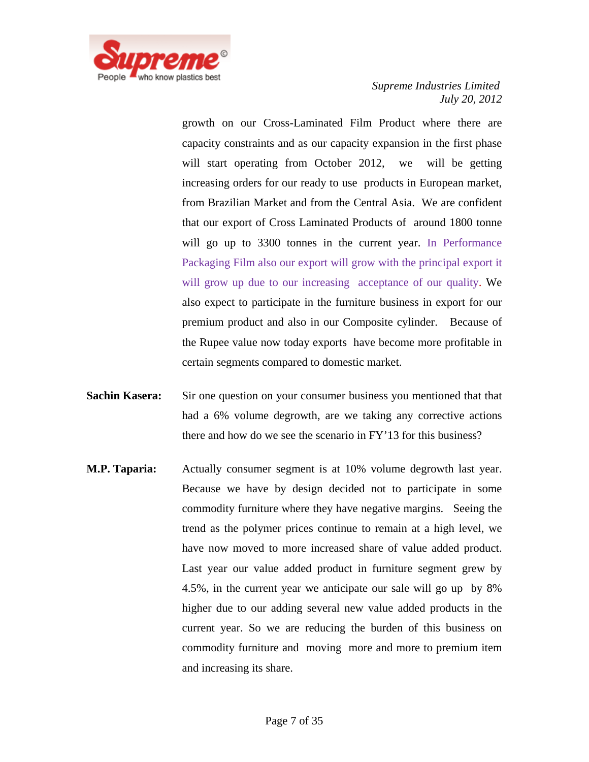growth on our Cross-Laminated Film Product where there are capacity constraints and as our capacity expansion in the first phase will start operating from October 2012, we will be getting increasing orders for our ready to use products in European market, from Brazilian Market and from the Central Asia. We are confident that our export of Cross Laminated Products of around 1800 tonne will go up to 3300 tonnes in the current year. In Performance Packaging Film also our export will grow with the principal export it will grow up due to our increasing acceptance of our quality. We also expect to participate in the furniture business in export for our premium product and also in our Composite cylinder. Because of the Rupee value now today exports have become more profitable in certain segments compared to domestic market.

**Sachin Kasera:** Sir one question on your consumer business you mentioned that that had a 6% volume degrowth, are we taking any corrective actions there and how do we see the scenario in FY'13 for this business?

**M.P. Taparia:** Actually consumer segment is at 10% volume degrowth last year. Because we have by design decided not to participate in some commodity furniture where they have negative margins. Seeing the trend as the polymer prices continue to remain at a high level, we have now moved to more increased share of value added product. Last year our value added product in furniture segment grew by 4.5%, in the current year we anticipate our sale will go up by 8% higher due to our adding several new value added products in the current year. So we are reducing the burden of this business on commodity furniture and moving more and more to premium item and increasing its share.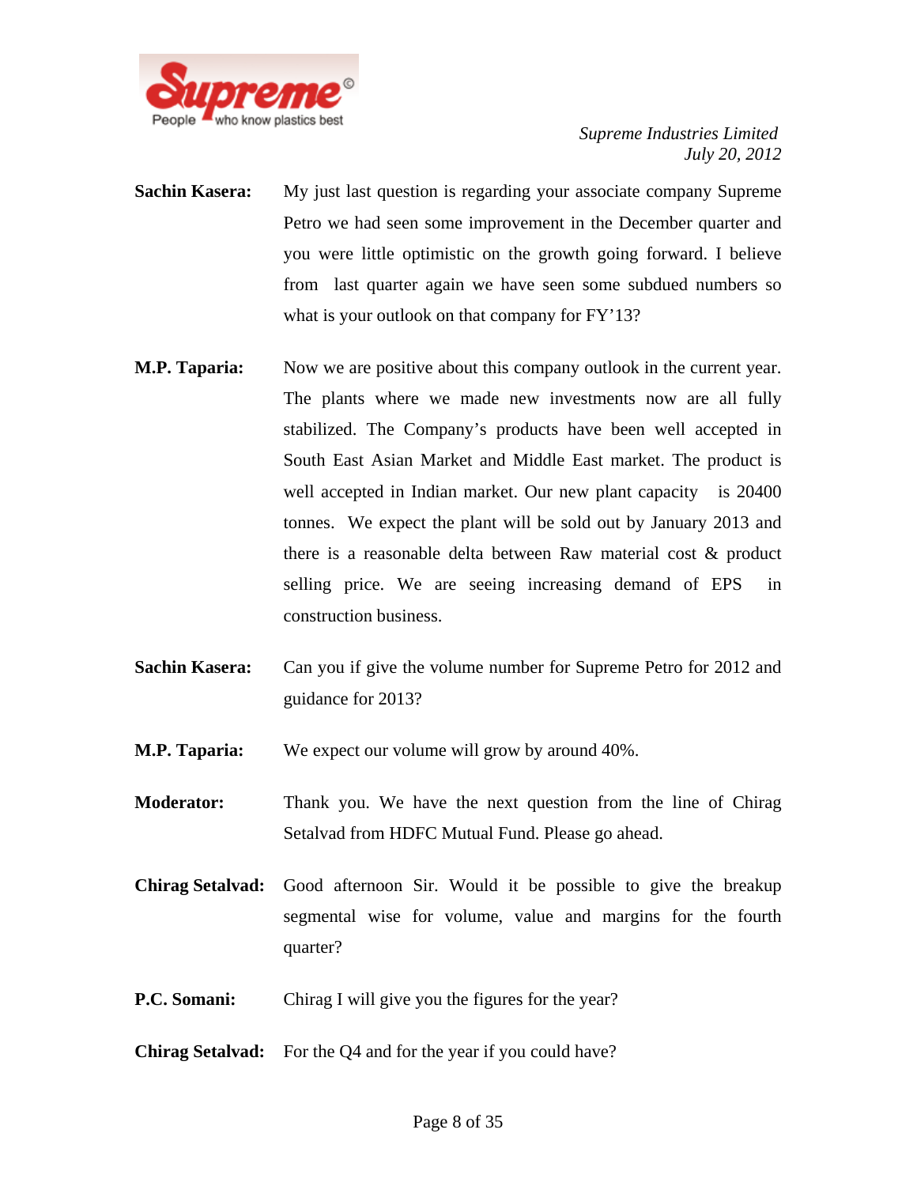**Sachin Kasera:** My just last question is regarding your associate company Supreme Petro we had seen some improvement in the December quarter and you were little optimistic on the growth going forward. I believe from last quarter again we have seen some subdued numbers so what is your outlook on that company for FY'13?

**M.P. Taparia:** Now we are positive about this company outlook in the current year. The plants where we made new investments now are all fully stabilized. The Company's products have been well accepted in South East Asian Market and Middle East market. The product is well accepted in Indian market. Our new plant capacity is 20400 tonnes. We expect the plant will be sold out by January 2013 and there is a reasonable delta between Raw material cost & product selling price. We are seeing increasing demand of EPS in construction business.

**Sachin Kasera:** Can you if give the volume number for Supreme Petro for 2012 and guidance for 2013?

**M.P. Taparia:** We expect our volume will grow by around 40%.

**Moderator:** Thank you. We have the next question from the line of Chirag Setalvad from HDFC Mutual Fund. Please go ahead.

**Chirag Setalvad:** Good afternoon Sir. Would it be possible to give the breakup segmental wise for volume, value and margins for the fourth quarter?

**P.C. Somani:** Chirag I will give you the figures for the year?

**Chirag Setalvad:** For the Q4 and for the year if you could have?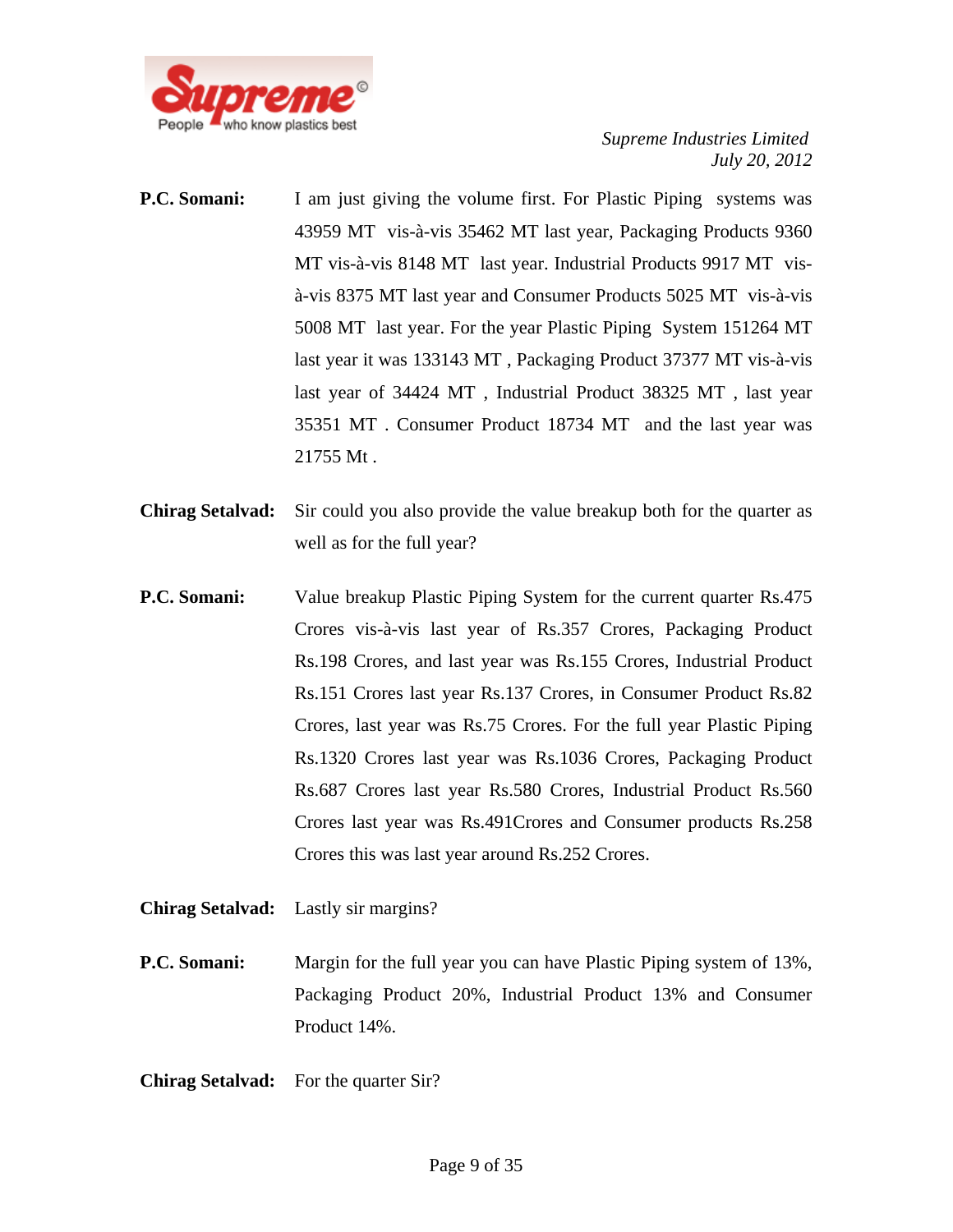**P.C. Somani:** I am just giving the volume first. For Plastic Piping systems was 43959 MT vis-à-vis 35462 MT last year, Packaging Products 9360 MT vis-à-vis 8148 MT last year. Industrial Products 9917 MT vis-à-vis 8375 MT last year and Consumer Products 5025 MT vis-à-vis 5008 MT last year. For the year Plastic Piping System 151264 MT last year it was 133143 MT , Packaging Product 37377 MT vis-à-vis last year of 34424 MT , Industrial Product 38325 MT , last year 35351 MT . Consumer Product 18734 MT and the last year was 21755 Mt .

**Chirag Setalvad:** Sir could you also provide the value breakup both for the quarter as well as for the full year?

**P.C. Somani:** Value breakup Plastic Piping System for the current quarter Rs.475 Crores vis-à-vis last year of Rs.357 Crores, Packaging Product Rs.198 Crores, and last year was Rs.155 Crores, Industrial Product Rs.151 Crores last year Rs.137 Crores, in Consumer Product Rs.82 Crores, last year was Rs.75 Crores. For the full year Plastic Piping Rs.1320 Crores last year was Rs.1036 Crores, Packaging Product Rs.687 Crores last year Rs.580 Crores, Industrial Product Rs.560 Crores last year was Rs.491Crores and Consumer products Rs.258 Crores this was last year around Rs.252 Crores.

**Chirag Setalvad:** Lastly sir margins?

**P.C. Somani:** Margin for the full year you can have Plastic Piping system of 13%, Packaging Product 20%, Industrial Product 13% and Consumer Product 14%.

**Chirag Setalvad:** For the quarter Sir?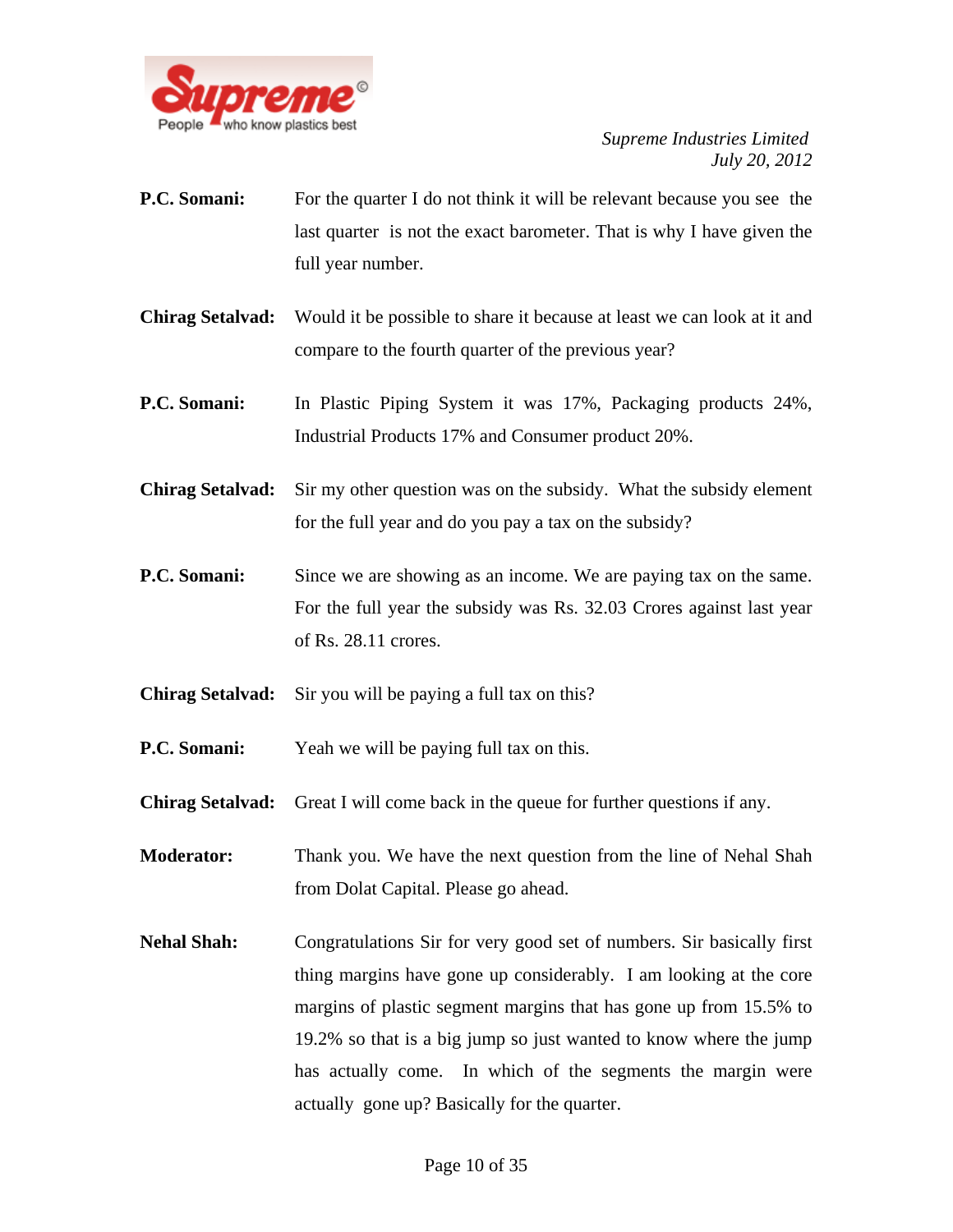**P.C. Somani:** For the quarter I do not think it will be relevant because you see the last quarter is not the exact barometer. That is why I have given the full year number.

**Chirag Setalvad:** Would it be possible to share it because at least we can look at it and compare to the fourth quarter of the previous year?

**P.C. Somani:** In Plastic Piping System it was 17%, Packaging products 24%, Industrial Products 17% and Consumer product 20%.

**Chirag Setalvad:** Sir my other question was on the subsidy. What the subsidy element for the full year and do you pay a tax on the subsidy?

**P.C. Somani:** Since we are showing as an income. We are paying tax on the same. For the full year the subsidy was Rs. 32.03 Crores against last year of Rs. 28.11 crores.

**Chirag Setalvad:** Sir you will be paying a full tax on this?

**P.C. Somani:** Yeah we will be paying full tax on this.

**Chirag Setalvad:** Great I will come back in the queue for further questions if any.

**Moderator:** Thank you. We have the next question from the line of Nehal Shah from Dolat Capital. Please go ahead.

**Nehal Shah:** Congratulations Sir for very good set of numbers. Sir basically first thing margins have gone up considerably. I am looking at the core margins of plastic segment margins that has gone up from 15.5% to 19.2% so that is a big jump so just wanted to know where the jump has actually come. In which of the segments the margin were actually gone up? Basically for the quarter.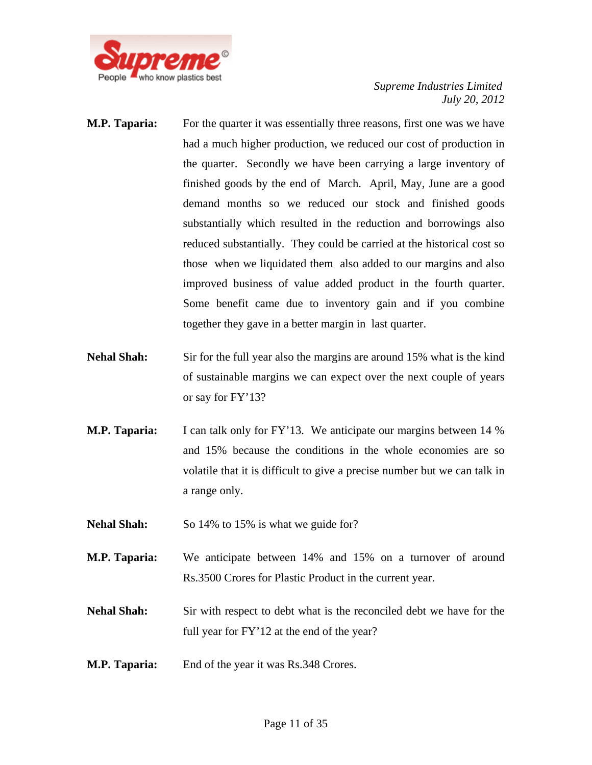**M.P. Taparia:** For the quarter it was essentially three reasons, first one was we have had a much higher production, we reduced our cost of production in the quarter. Secondly we have been carrying a large inventory of finished goods by the end of March. April, May, June are a good demand months so we reduced our stock and finished goods substantially which resulted in the reduction and borrowings also reduced substantially. They could be carried at the historical cost so those when we liquidated them also added to our margins and also improved business of value added product in the fourth quarter. Some benefit came due to inventory gain and if you combine together they gave in a better margin in last quarter.

**Nehal Shah:** Sir for the full year also the margins are around 15% what is the kind of sustainable margins we can expect over the next couple of years or say for FY'13?

**M.P. Taparia:** I can talk only for FY'13. We anticipate our margins between 14 % and 15% because the conditions in the whole economies are so volatile that it is difficult to give a precise number but we can talk in a range only.

**Nehal Shah:** So 14% to 15% is what we guide for?

**M.P. Taparia:** We anticipate between 14% and 15% on a turnover of around Rs.3500 Crores for Plastic Product in the current year.

**Nehal Shah:** Sir with respect to debt what is the reconciled debt we have for the full year for FY'12 at the end of the year?

**M.P. Taparia:** End of the year it was Rs.348 Crores.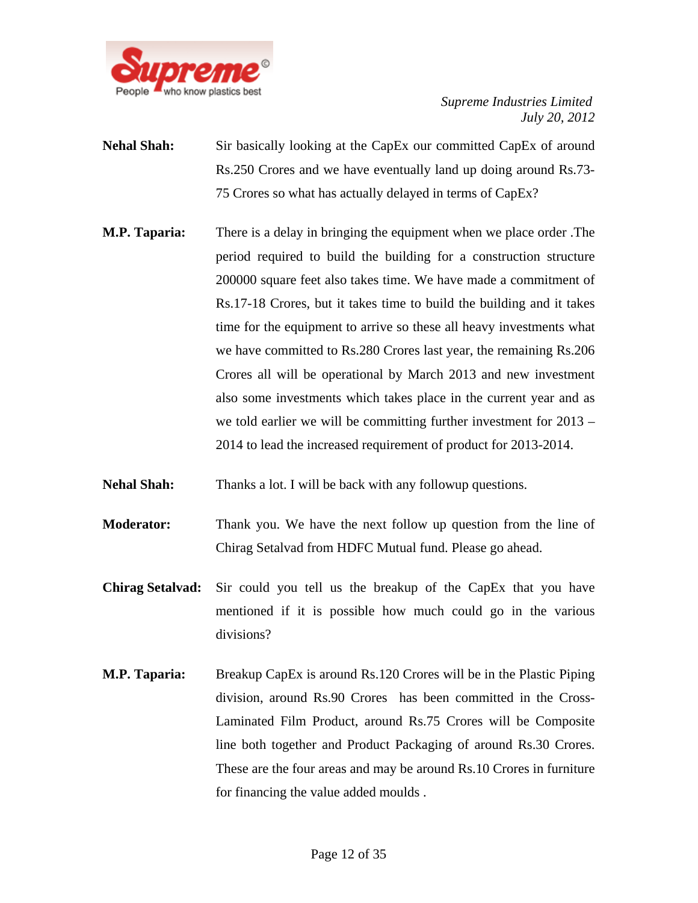**Nehal Shah:** Sir basically looking at the CapEx our committed CapEx of around Rs.250 Crores and we have eventually land up doing around Rs.73-75 Crores so what has actually delayed in terms of CapEx?

**M.P. Taparia:** There is a delay in bringing the equipment when we place order .The period required to build the building for a construction structure 200000 square feet also takes time. We have made a commitment of Rs.17-18 Crores, but it takes time to build the building and it takes time for the equipment to arrive so these all heavy investments what we have committed to Rs.280 Crores last year, the remaining Rs.206 Crores all will be operational by March 2013 and new investment also some investments which takes place in the current year and as we told earlier we will be committing further investment for 2013 – 2014 to lead the increased requirement of product for 2013-2014.

**Nehal Shah:** Thanks a lot. I will be back with any followup questions.

**Moderator:** Thank you. We have the next follow up question from the line of Chirag Setalvad from HDFC Mutual fund. Please go ahead.

**Chirag Setalvad:** Sir could you tell us the breakup of the CapEx that you have mentioned if it is possible how much could go in the various divisions?

**M.P. Taparia:** Breakup CapEx is around Rs.120 Crores will be in the Plastic Piping division, around Rs.90 Crores has been committed in the Cross-Laminated Film Product, around Rs.75 Crores will be Composite line both together and Product Packaging of around Rs.30 Crores. These are the four areas and may be around Rs.10 Crores in furniture for financing the value added moulds .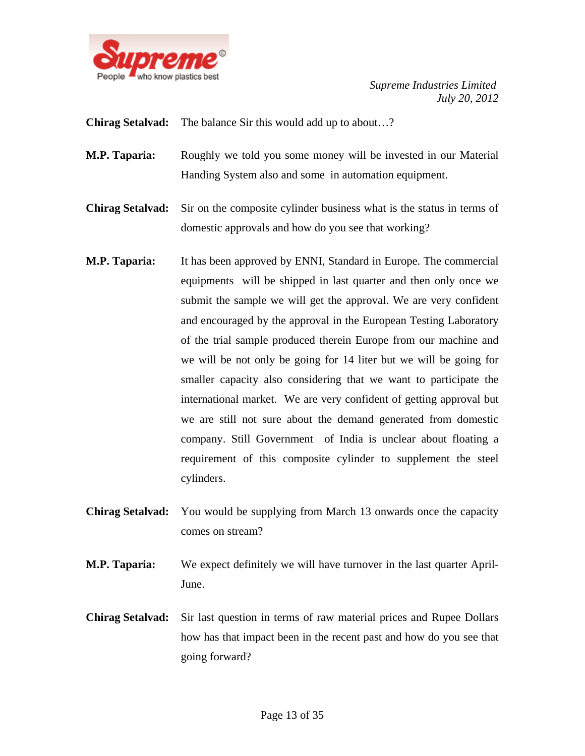**Chirag Setalvad:** The balance Sir this would add up to about…?

**M.P. Taparia:** Roughly we told you some money will be invested in our Material Handing System also and some in automation equipment.

**Chirag Setalvad:** Sir on the composite cylinder business what is the status in terms of domestic approvals and how do you see that working?

**M.P. Taparia:** It has been approved by ENNI, Standard in Europe. The commercial equipments will be shipped in last quarter and then only once we submit the sample we will get the approval. We are very confident and encouraged by the approval in the European Testing Laboratory of the trial sample produced therein Europe from our machine and we will be not only be going for 14 liter but we will be going for smaller capacity also considering that we want to participate the international market. We are very confident of getting approval but we are still not sure about the demand generated from domestic company. Still Government of India is unclear about floating a requirement of this composite cylinder to supplement the steel cylinders.

**Chirag Setalvad:** You would be supplying from March 13 onwards once the capacity comes on stream?

**M.P. Taparia:** We expect definitely we will have turnover in the last quarter April-June.

**Chirag Setalvad:** Sir last question in terms of raw material prices and Rupee Dollars how has that impact been in the recent past and how do you see that going forward?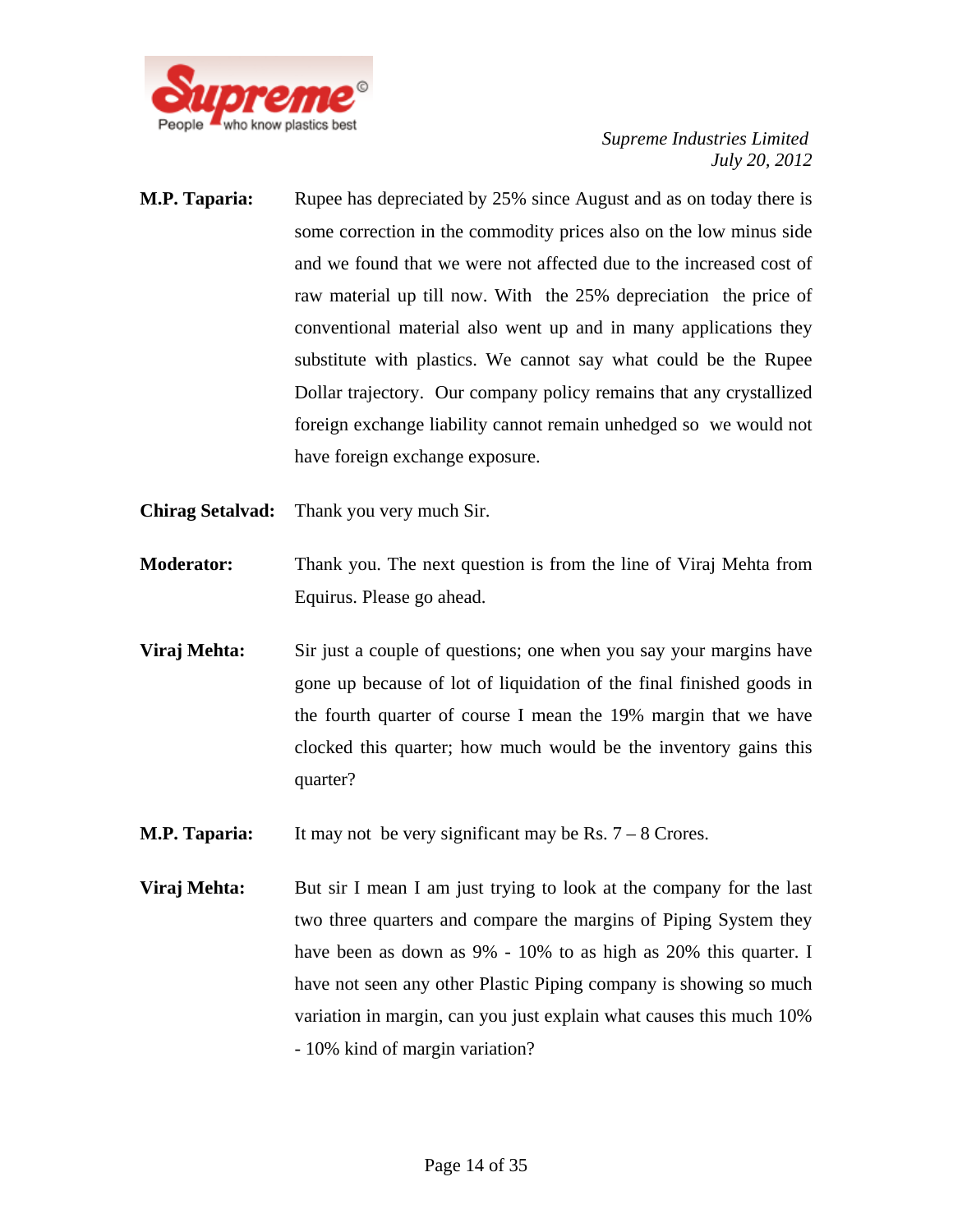**M.P. Taparia:** Rupee has depreciated by 25% since August and as on today there is some correction in the commodity prices also on the low minus side and we found that we were not affected due to the increased cost of raw material up till now. With the 25% depreciation the price of conventional material also went up and in many applications they substitute with plastics. We cannot say what could be the Rupee Dollar trajectory. Our company policy remains that any crystallized foreign exchange liability cannot remain unhedged so we would not have foreign exchange exposure.

**Chirag Setalvad:** Thank you very much Sir.

**Moderator:** Thank you. The next question is from the line of Viraj Mehta from Equirus. Please go ahead.

**Viraj Mehta:** Sir just a couple of questions; one when you say your margins have gone up because of lot of liquidation of the final finished goods in the fourth quarter of course I mean the 19% margin that we have clocked this quarter; how much would be the inventory gains this quarter?

**M.P. Taparia:** It may not be very significant may be Rs. 7 – 8 Crores.

**Viraj Mehta:** But sir I mean I am just trying to look at the company for the last two three quarters and compare the margins of Piping System they have been as down as 9% - 10% to as high as 20% this quarter. I have not seen any other Plastic Piping company is showing so much variation in margin, can you just explain what causes this much 10% - 10% kind of margin variation?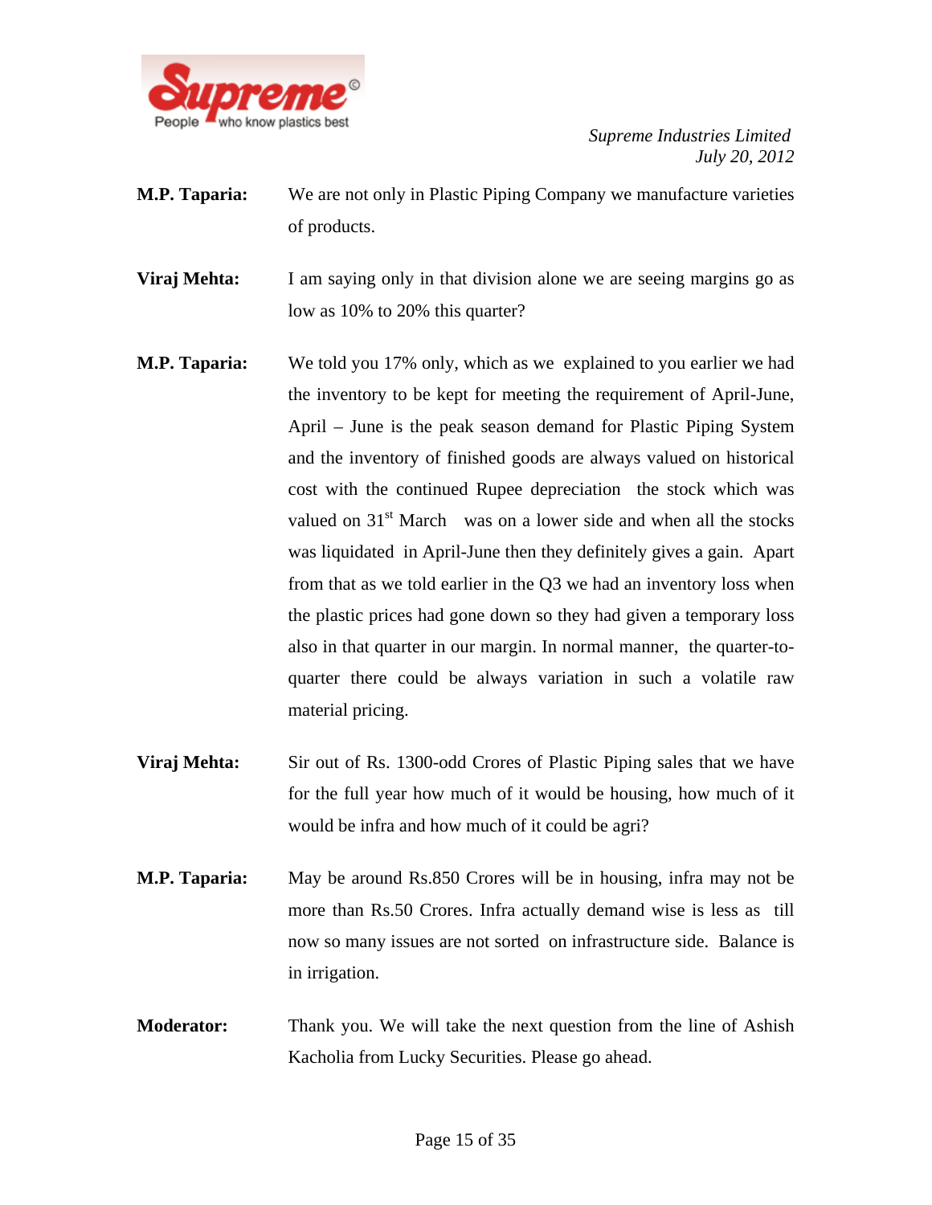**M.P. Taparia:** We are not only in Plastic Piping Company we manufacture varieties of products.

**Viraj Mehta:** I am saying only in that division alone we are seeing margins go as low as 10% to 20% this quarter?

**M.P. Taparia:** We told you 17% only, which as we explained to you earlier we had the inventory to be kept for meeting the requirement of April-June, April – June is the peak season demand for Plastic Piping System and the inventory of finished goods are always valued on historical cost with the continued Rupee depreciation the stock which was valued on 31st March was on a lower side and when all the stocks was liquidated in April-June then they definitely gives a gain. Apart from that as we told earlier in the Q3 we had an inventory loss when the plastic prices had gone down so they had given a temporary loss also in that quarter in our margin. In normal manner, the quarter-to-quarter there could be always variation in such a volatile raw material pricing.

**Viraj Mehta:** Sir out of Rs. 1300-odd Crores of Plastic Piping sales that we have for the full year how much of it would be housing, how much of it would be infra and how much of it could be agri?

**M.P. Taparia:** May be around Rs.850 Crores will be in housing, infra may not be more than Rs.50 Crores. Infra actually demand wise is less as till now so many issues are not sorted on infrastructure side. Balance is in irrigation.

**Moderator:** Thank you. We will take the next question from the line of Ashish Kacholia from Lucky Securities. Please go ahead.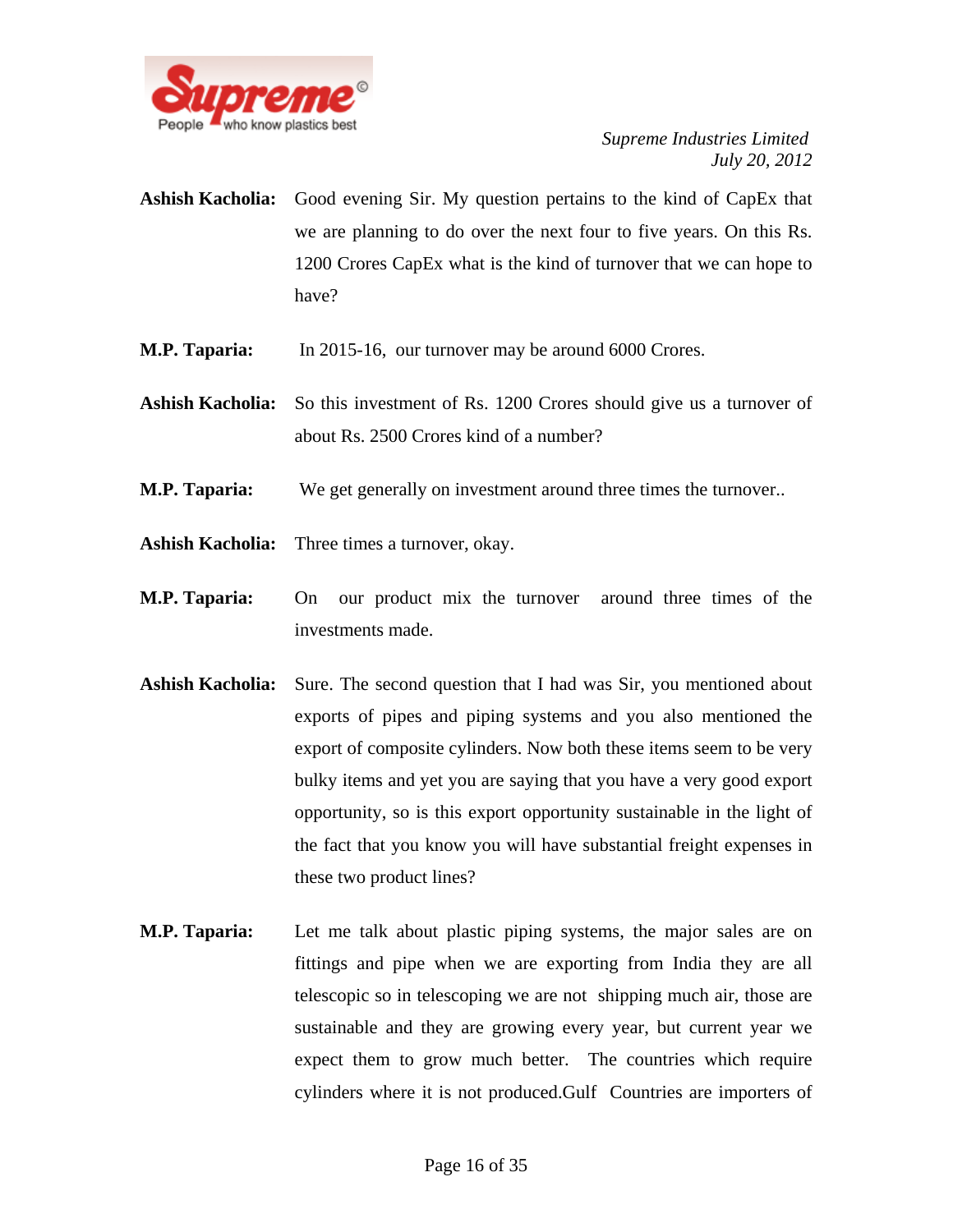**Ashish Kacholia:** Good evening Sir. My question pertains to the kind of CapEx that we are planning to do over the next four to five years. On this Rs. 1200 Crores CapEx what is the kind of turnover that we can hope to have?

**M.P. Taparia:** In 2015-16, our turnover may be around 6000 Crores.

**Ashish Kacholia:** So this investment of Rs. 1200 Crores should give us a turnover of about Rs. 2500 Crores kind of a number?

**M.P. Taparia:** We get generally on investment around three times the turnover..

**Ashish Kacholia:** Three times a turnover, okay.

**M.P. Taparia:** On our product mix the turnover around three times of the investments made.

**Ashish Kacholia:** Sure. The second question that I had was Sir, you mentioned about exports of pipes and piping systems and you also mentioned the export of composite cylinders. Now both these items seem to be very bulky items and yet you are saying that you have a very good export opportunity, so is this export opportunity sustainable in the light of the fact that you know you will have substantial freight expenses in these two product lines?

**M.P. Taparia:** Let me talk about plastic piping systems, the major sales are on fittings and pipe when we are exporting from India they are all telescopic so in telescoping we are not shipping much air, those are sustainable and they are growing every year, but current year we expect them to grow much better. The countries which require cylinders where it is not produced.Gulf Countries are importers of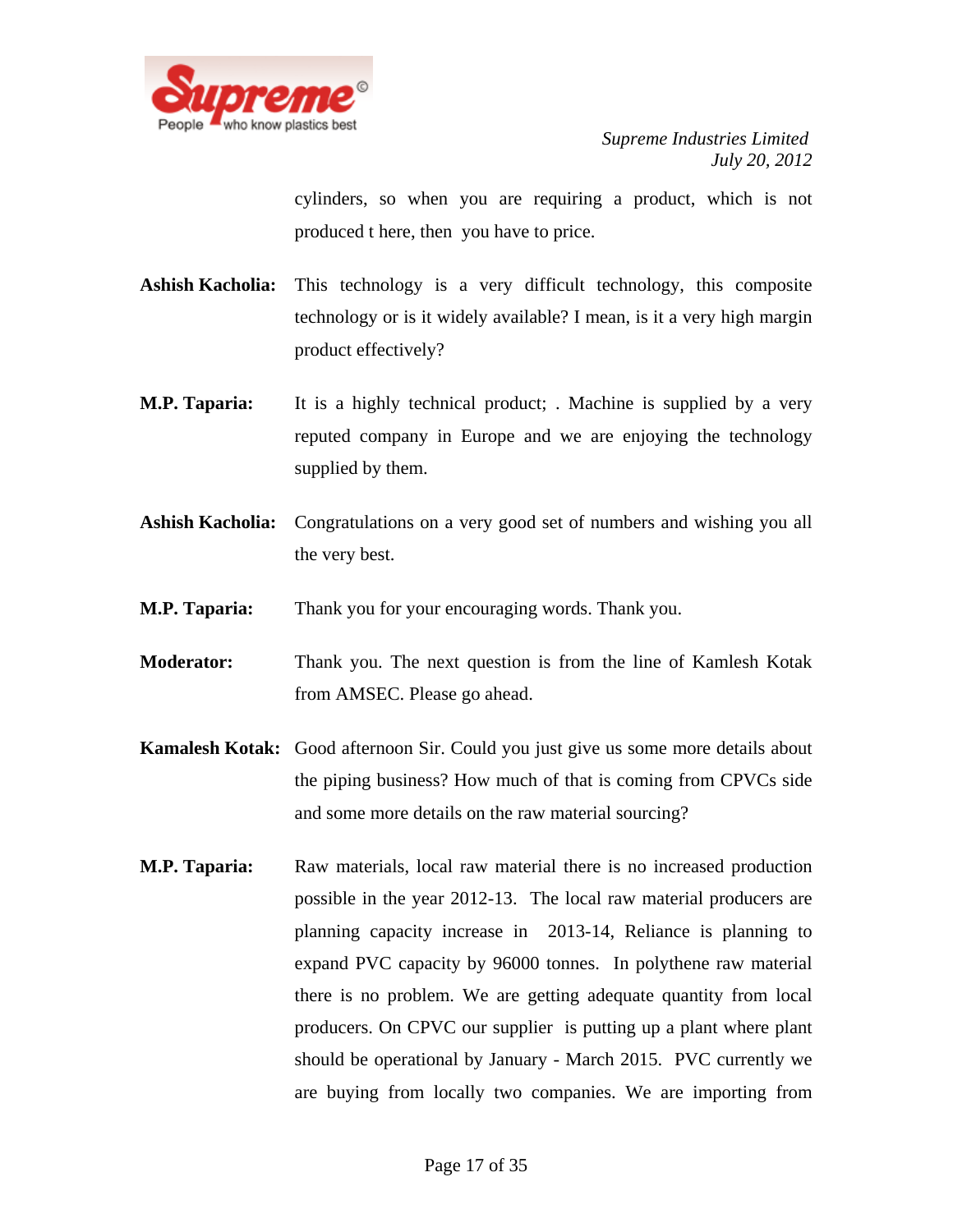cylinders, so when you are requiring a product, which is not produced t here, then you have to price.

**Ashish Kacholia:** This technology is a very difficult technology, this composite technology or is it widely available? I mean, is it a very high margin product effectively?

**M.P. Taparia:** It is a highly technical product; . Machine is supplied by a very reputed company in Europe and we are enjoying the technology supplied by them.

**Ashish Kacholia:** Congratulations on a very good set of numbers and wishing you all the very best.

**M.P. Taparia:** Thank you for your encouraging words. Thank you.

**Moderator:** Thank you. The next question is from the line of Kamlesh Kotak from AMSEC. Please go ahead.

**Kamalesh Kotak:** Good afternoon Sir. Could you just give us some more details about the piping business? How much of that is coming from CPVCs side and some more details on the raw material sourcing?

**M.P. Taparia:** Raw materials, local raw material there is no increased production possible in the year 2012-13. The local raw material producers are planning capacity increase in 2013-14, Reliance is planning to expand PVC capacity by 96000 tonnes. In polythene raw material there is no problem. We are getting adequate quantity from local producers. On CPVC our supplier is putting up a plant where plant should be operational by January - March 2015. PVC currently we are buying from locally two companies. We are importing from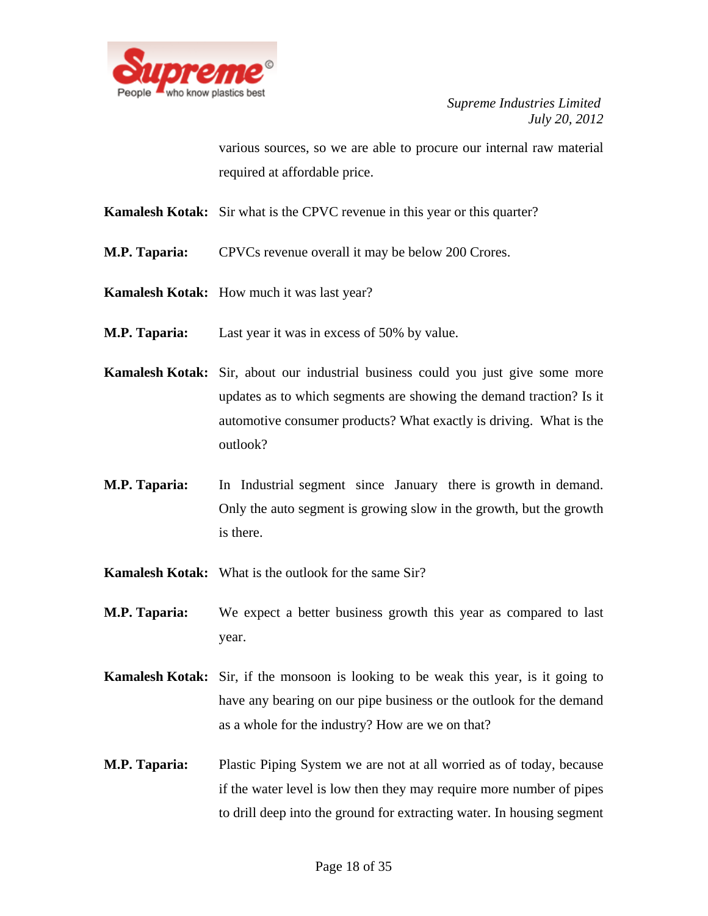various sources, so we are able to procure our internal raw material required at affordable price.

**Kamalesh Kotak:** Sir what is the CPVC revenue in this year or this quarter?

**M.P. Taparia:** CPVCs revenue overall it may be below 200 Crores.

**Kamalesh Kotak:** How much it was last year?

**M.P. Taparia:** Last year it was in excess of 50% by value.

**Kamalesh Kotak:** Sir, about our industrial business could you just give some more updates as to which segments are showing the demand traction? Is it automotive consumer products? What exactly is driving. What is the outlook?

**M.P. Taparia:** In Industrial segment since January there is growth in demand. Only the auto segment is growing slow in the growth, but the growth is there.

**Kamalesh Kotak:** What is the outlook for the same Sir?

**M.P. Taparia:** We expect a better business growth this year as compared to last year.

**Kamalesh Kotak:** Sir, if the monsoon is looking to be weak this year, is it going to have any bearing on our pipe business or the outlook for the demand as a whole for the industry? How are we on that?

**M.P. Taparia:** Plastic Piping System we are not at all worried as of today, because if the water level is low then they may require more number of pipes to drill deep into the ground for extracting water. In housing segment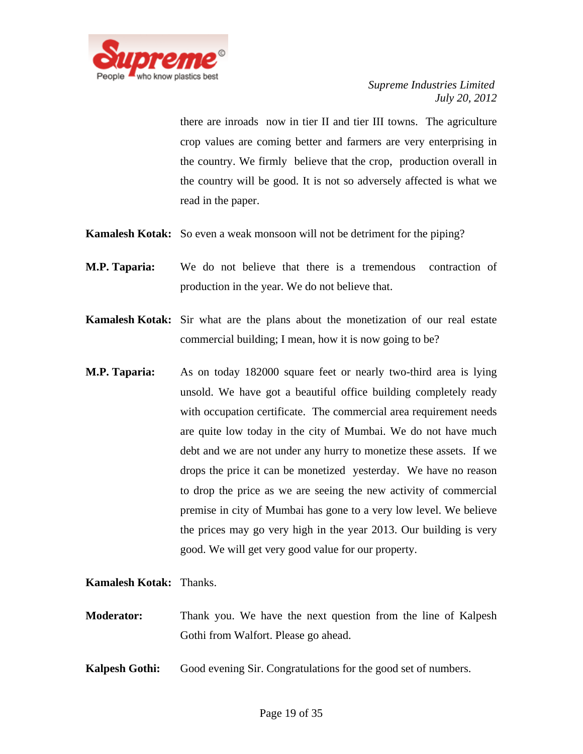there are inroads now in tier II and tier III towns. The agriculture crop values are coming better and farmers are very enterprising in the country. We firmly believe that the crop, production overall in the country will be good. It is not so adversely affected is what we read in the paper.

**Kamalesh Kotak:** So even a weak monsoon will not be detriment for the piping?

**M.P. Taparia:** We do not believe that there is a tremendous contraction of production in the year. We do not believe that.

**Kamalesh Kotak:** Sir what are the plans about the monetization of our real estate commercial building; I mean, how it is now going to be?

**M.P. Taparia:** As on today 182000 square feet or nearly two-third area is lying unsold. We have got a beautiful office building completely ready with occupation certificate. The commercial area requirement needs are quite low today in the city of Mumbai. We do not have much debt and we are not under any hurry to monetize these assets. If we drops the price it can be monetized yesterday. We have no reason to drop the price as we are seeing the new activity of commercial premise in city of Mumbai has gone to a very low level. We believe the prices may go very high in the year 2013. Our building is very good. We will get very good value for our property.

**Kamalesh Kotak:** Thanks.

**Moderator:** Thank you. We have the next question from the line of Kalpesh Gothi from Walfort. Please go ahead.

**Kalpesh Gothi:** Good evening Sir. Congratulations for the good set of numbers.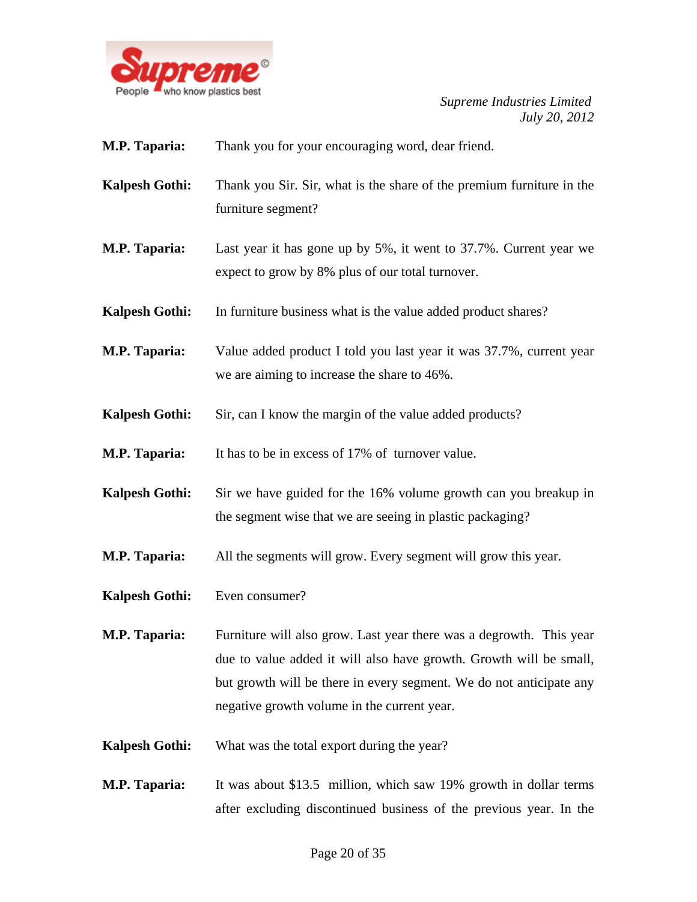**M.P. Taparia:** Thank you for your encouraging word, dear friend.

**Kalpesh Gothi:** Thank you Sir. Sir, what is the share of the premium furniture in the furniture segment?

**M.P. Taparia:** Last year it has gone up by 5%, it went to 37.7%. Current year we expect to grow by 8% plus of our total turnover.

**Kalpesh Gothi:** In furniture business what is the value added product shares?

**M.P. Taparia:** Value added product I told you last year it was 37.7%, current year we are aiming to increase the share to 46%.

**Kalpesh Gothi:** Sir, can I know the margin of the value added products?

**M.P. Taparia:** It has to be in excess of 17% of turnover value.

**Kalpesh Gothi:** Sir we have guided for the 16% volume growth can you breakup in the segment wise that we are seeing in plastic packaging?

**M.P. Taparia:** All the segments will grow. Every segment will grow this year.

**Kalpesh Gothi:** Even consumer?

**M.P. Taparia:** Furniture will also grow. Last year there was a degrowth. This year due to value added it will also have growth. Growth will be small, but growth will be there in every segment. We do not anticipate any negative growth volume in the current year.

**Kalpesh Gothi:** What was the total export during the year?

**M.P. Taparia:** It was about $13.5 million, which saw 19% growth in dollar terms after excluding discontinued business of the previous year. In the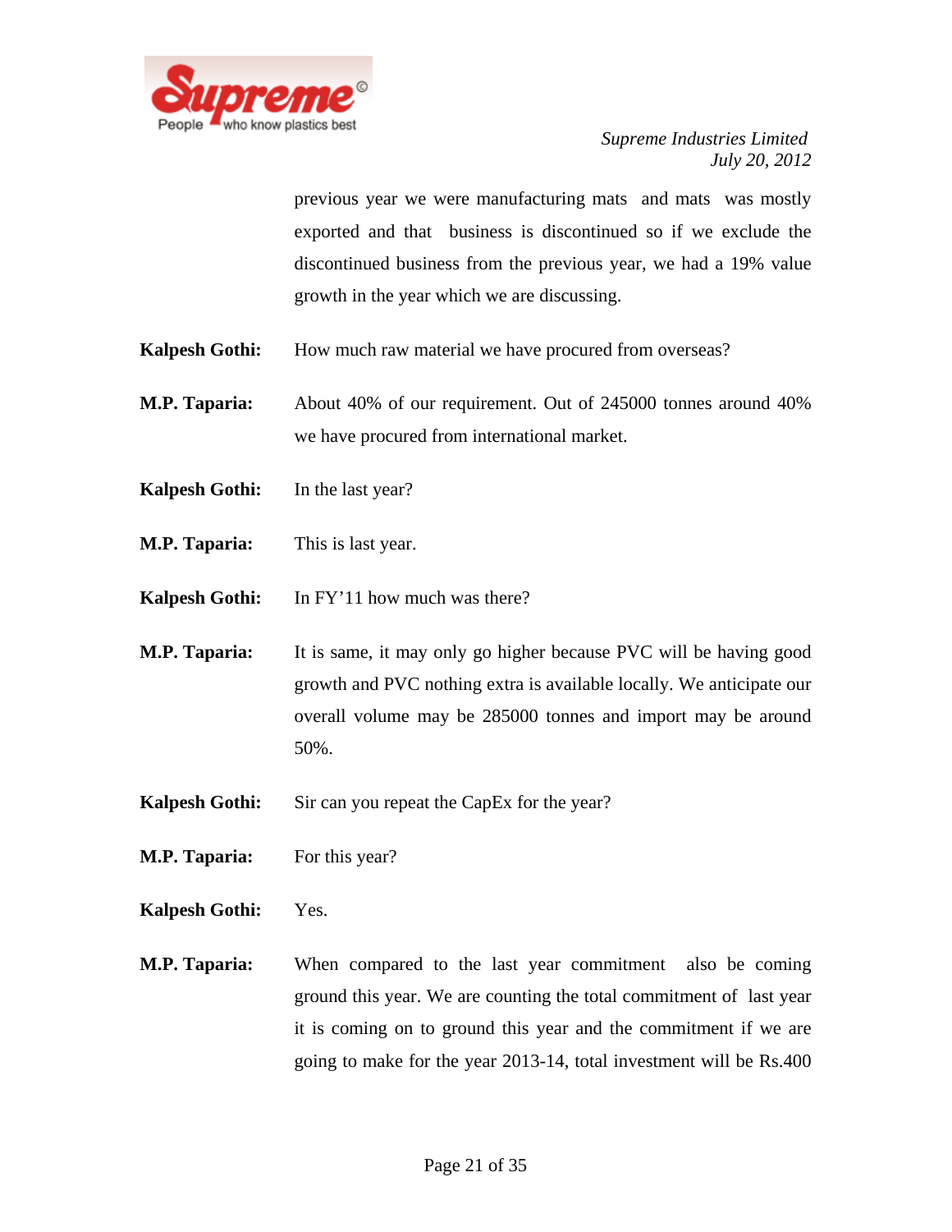previous year we were manufacturing mats and mats was mostly exported and that business is discontinued so if we exclude the discontinued business from the previous year, we had a 19% value growth in the year which we are discussing.

**Kalpesh Gothi:** How much raw material we have procured from overseas?

**M.P. Taparia:** About 40% of our requirement. Out of 245000 tonnes around 40% we have procured from international market.

**Kalpesh Gothi:** In the last year?

**M.P. Taparia:** This is last year.

**Kalpesh Gothi:** In FY'11 how much was there?

**M.P. Taparia:** It is same, it may only go higher because PVC will be having good growth and PVC nothing extra is available locally. We anticipate our overall volume may be 285000 tonnes and import may be around 50%.

**Kalpesh Gothi:** Sir can you repeat the CapEx for the year?

**M.P. Taparia:** For this year?

**Kalpesh Gothi:** Yes.

**M.P. Taparia:** When compared to the last year commitment also be coming ground this year. We are counting the total commitment of last year it is coming on to ground this year and the commitment if we are going to make for the year 2013-14, total investment will be Rs.400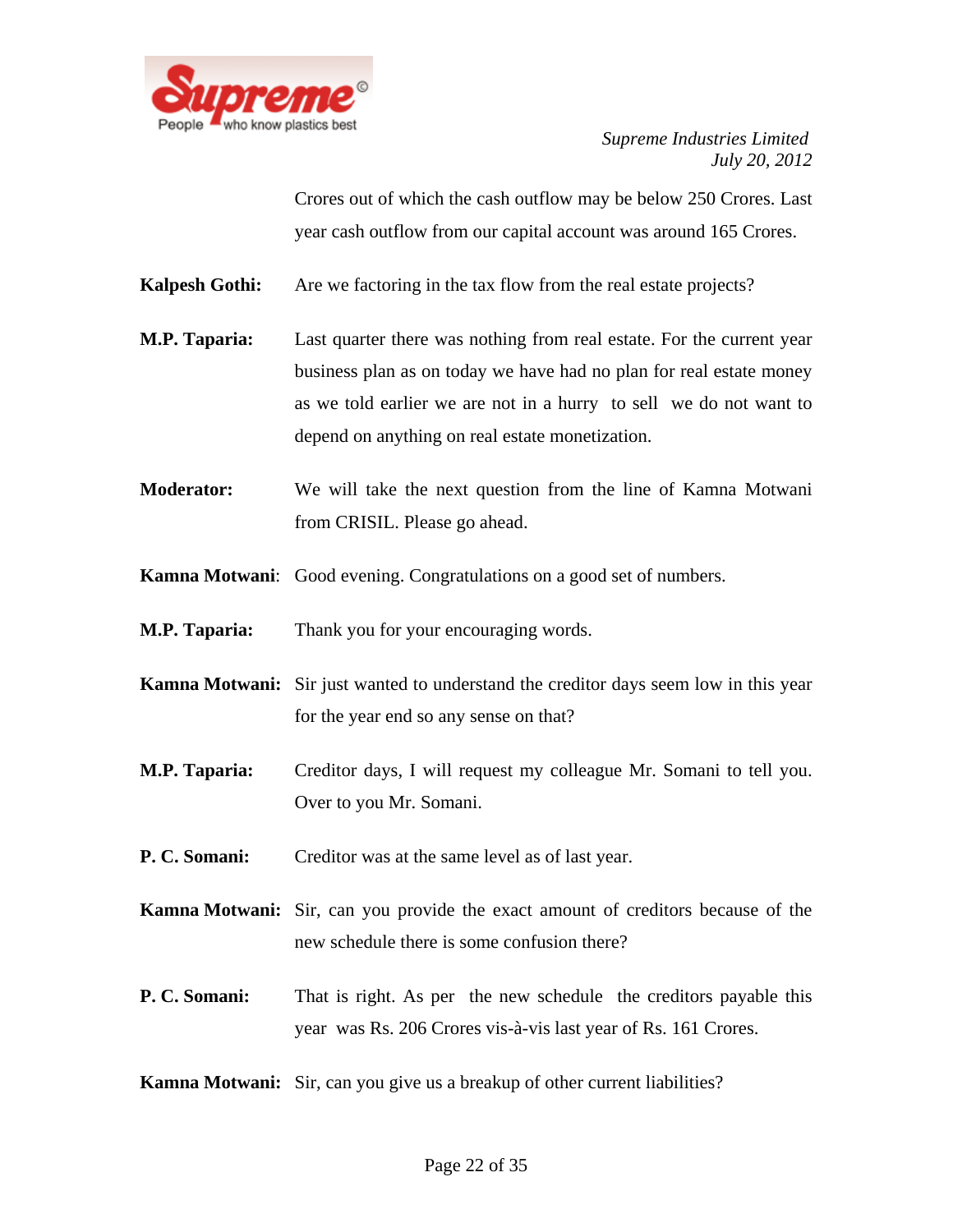Crores out of which the cash outflow may be below 250 Crores. Last year cash outflow from our capital account was around 165 Crores.

**Kalpesh Gothi:** Are we factoring in the tax flow from the real estate projects?

**M.P. Taparia:** Last quarter there was nothing from real estate. For the current year business plan as on today we have had no plan for real estate money as we told earlier we are not in a hurry to sell we do not want to depend on anything on real estate monetization.

**Moderator:** We will take the next question from the line of Kamna Motwani from CRISIL. Please go ahead.

**Kamna Motwani**: Good evening. Congratulations on a good set of numbers.

**M.P. Taparia:** Thank you for your encouraging words.

**Kamna Motwani:** Sir just wanted to understand the creditor days seem low in this year for the year end so any sense on that?

**M.P. Taparia:** Creditor days, I will request my colleague Mr. Somani to tell you. Over to you Mr. Somani.

**P. C. Somani:** Creditor was at the same level as of last year.

**Kamna Motwani:** Sir, can you provide the exact amount of creditors because of the new schedule there is some confusion there?

**P. C. Somani:** That is right. As per the new schedule the creditors payable this year was Rs. 206 Crores vis-à-vis last year of Rs. 161 Crores.

**Kamna Motwani:** Sir, can you give us a breakup of other current liabilities?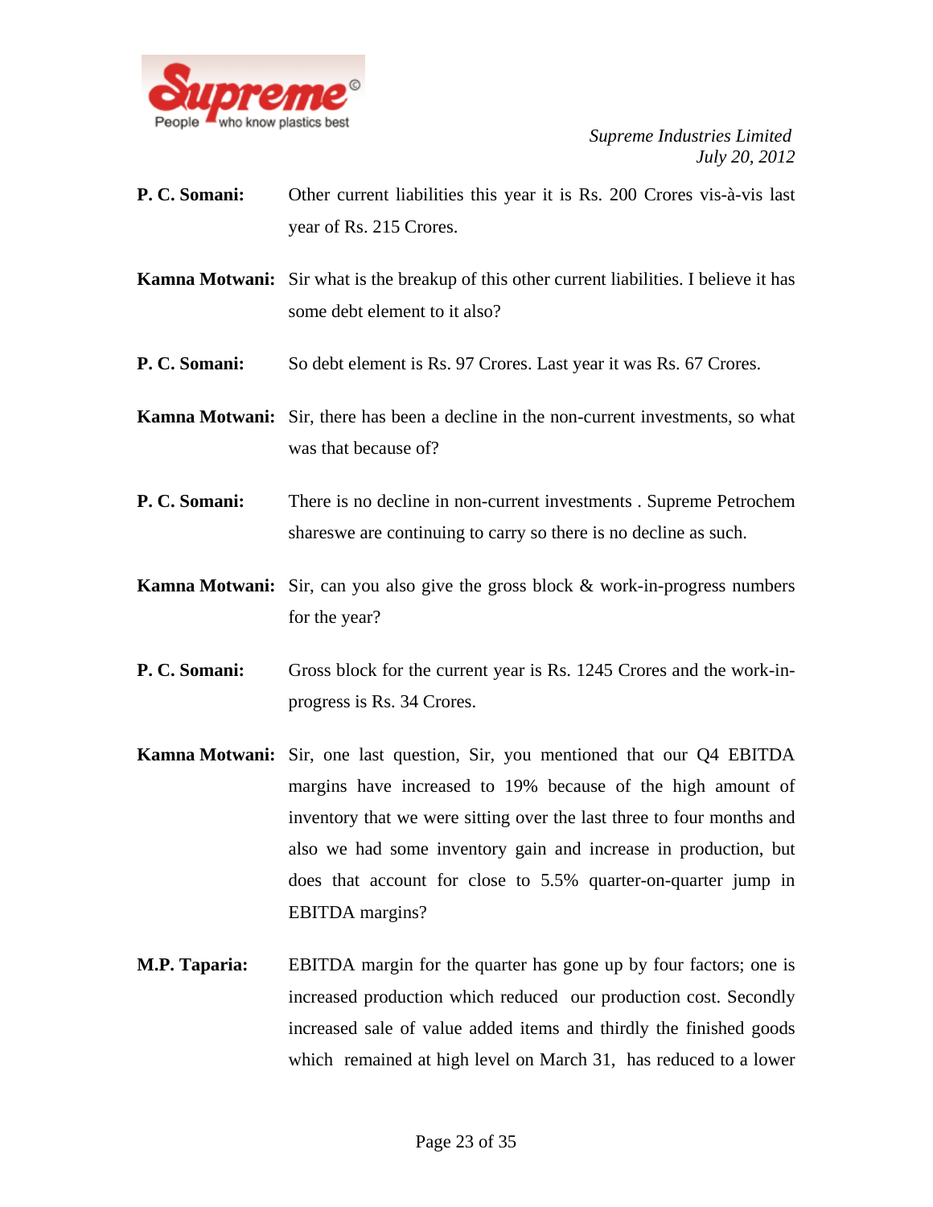**P. C. Somani:** Other current liabilities this year it is Rs. 200 Crores vis-à-vis last year of Rs. 215 Crores.

**Kamna Motwani:** Sir what is the breakup of this other current liabilities. I believe it has some debt element to it also?

**P. C. Somani:** So debt element is Rs. 97 Crores. Last year it was Rs. 67 Crores.

**Kamna Motwani:** Sir, there has been a decline in the non-current investments, so what was that because of?

**P. C. Somani:** There is no decline in non-current investments . Supreme Petrochem shareswe are continuing to carry so there is no decline as such.

**Kamna Motwani:** Sir, can you also give the gross block & work-in-progress numbers for the year?

**P. C. Somani:** Gross block for the current year is Rs. 1245 Crores and the work-in-progress is Rs. 34 Crores.

**Kamna Motwani:** Sir, one last question, Sir, you mentioned that our Q4 EBITDA margins have increased to 19% because of the high amount of inventory that we were sitting over the last three to four months and also we had some inventory gain and increase in production, but does that account for close to 5.5% quarter-on-quarter jump in EBITDA margins?

**M.P. Taparia:** EBITDA margin for the quarter has gone up by four factors; one is increased production which reduced our production cost. Secondly increased sale of value added items and thirdly the finished goods which remained at high level on March 31, has reduced to a lower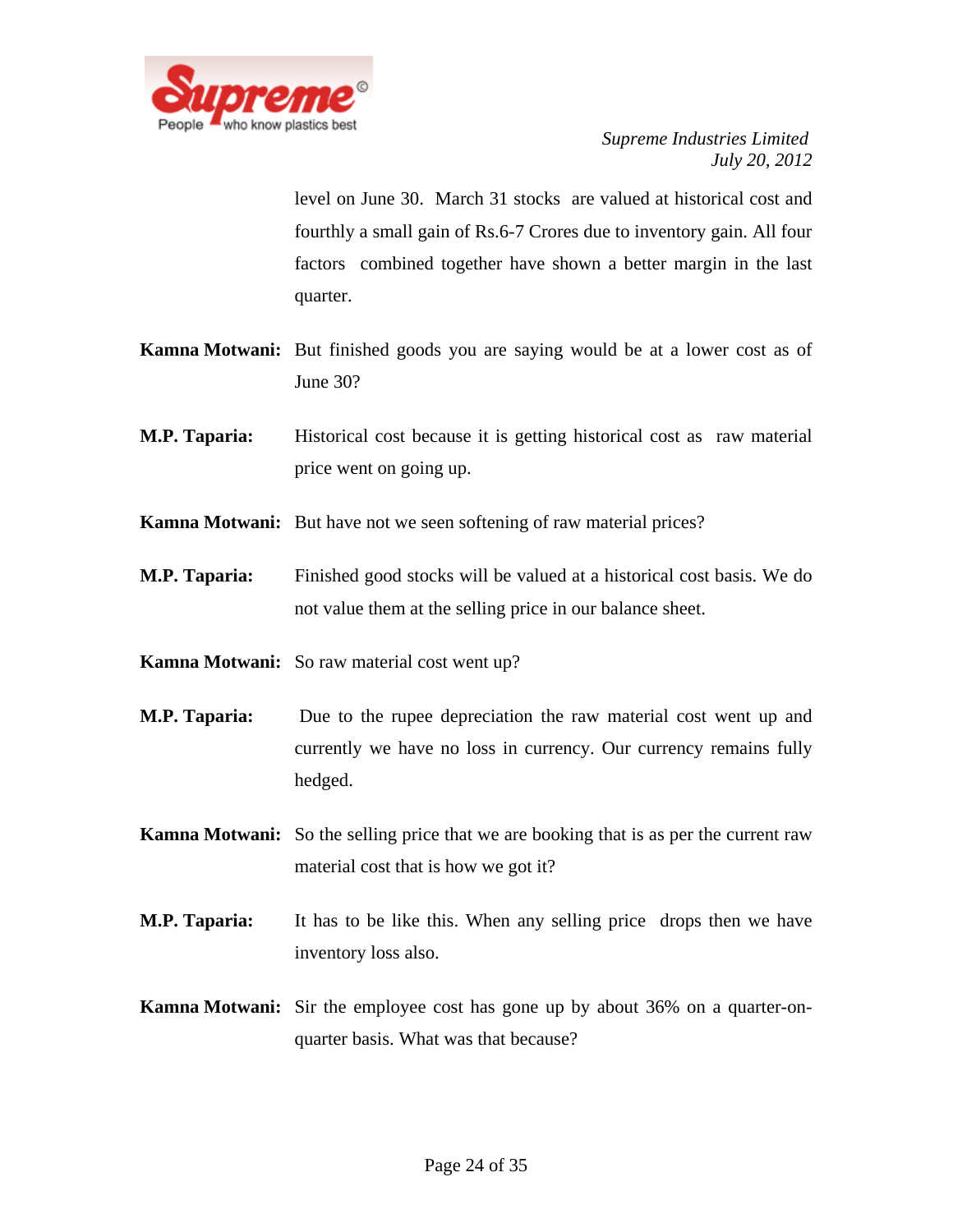level on June 30. March 31 stocks are valued at historical cost and fourthly a small gain of Rs.6-7 Crores due to inventory gain. All four factors combined together have shown a better margin in the last quarter.

**Kamna Motwani:** But finished goods you are saying would be at a lower cost as of June 30?

**M.P. Taparia:** Historical cost because it is getting historical cost as raw material price went on going up.

**Kamna Motwani:** But have not we seen softening of raw material prices?

**M.P. Taparia:** Finished good stocks will be valued at a historical cost basis. We do not value them at the selling price in our balance sheet.

**Kamna Motwani:** So raw material cost went up?

**M.P. Taparia:** Due to the rupee depreciation the raw material cost went up and currently we have no loss in currency. Our currency remains fully hedged.

**Kamna Motwani:** So the selling price that we are booking that is as per the current raw material cost that is how we got it?

**M.P. Taparia:** It has to be like this. When any selling price drops then we have inventory loss also.

**Kamna Motwani:** Sir the employee cost has gone up by about 36% on a quarter-on-quarter basis. What was that because?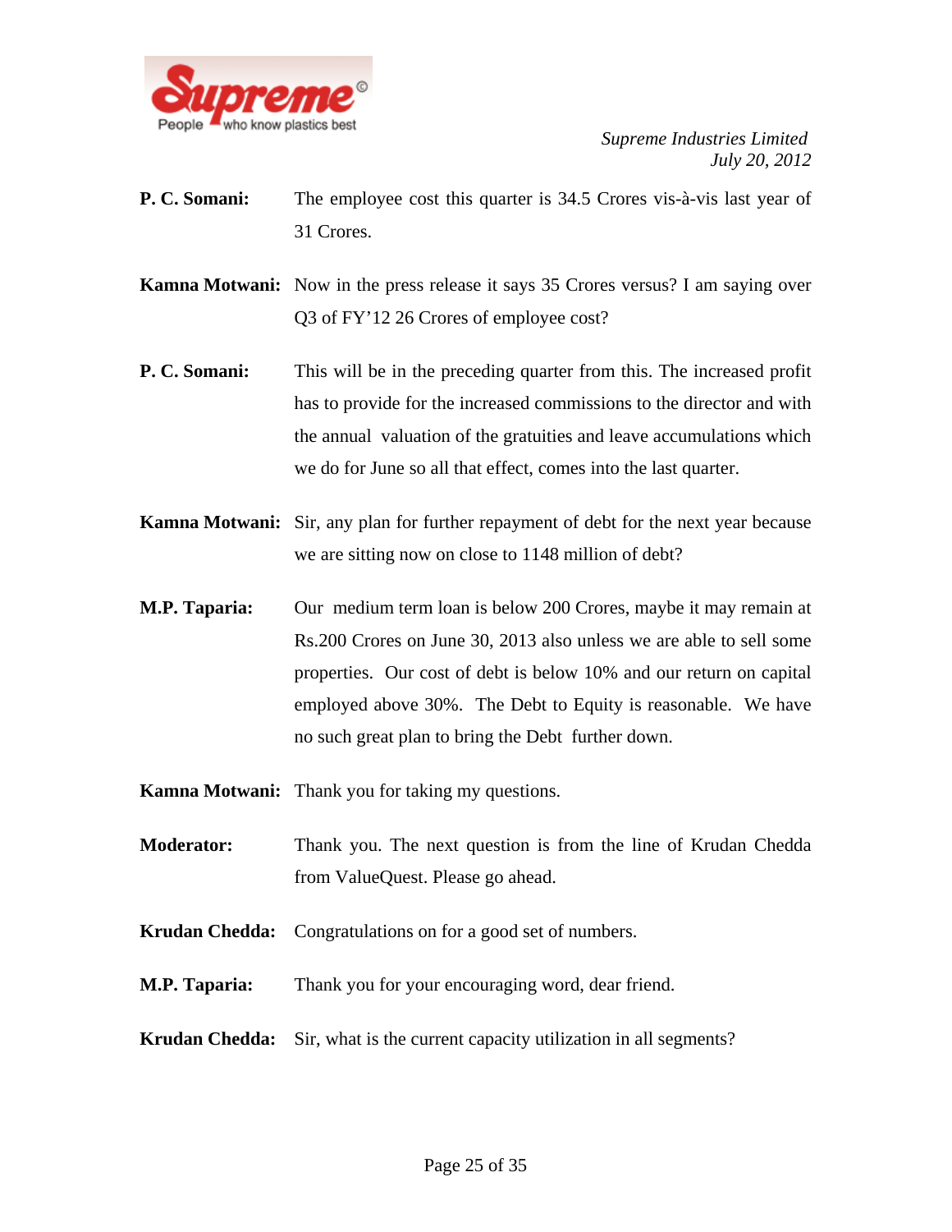**P. C. Somani:** The employee cost this quarter is 34.5 Crores vis-à-vis last year of 31 Crores.

**Kamna Motwani:** Now in the press release it says 35 Crores versus? I am saying over Q3 of FY'12 26 Crores of employee cost?

**P. C. Somani:** This will be in the preceding quarter from this. The increased profit has to provide for the increased commissions to the director and with the annual valuation of the gratuities and leave accumulations which we do for June so all that effect, comes into the last quarter.

**Kamna Motwani:** Sir, any plan for further repayment of debt for the next year because we are sitting now on close to 1148 million of debt?

**M.P. Taparia:** Our medium term loan is below 200 Crores, maybe it may remain at Rs.200 Crores on June 30, 2013 also unless we are able to sell some properties. Our cost of debt is below 10% and our return on capital employed above 30%. The Debt to Equity is reasonable. We have no such great plan to bring the Debt further down.

**Kamna Motwani:** Thank you for taking my questions.

**Moderator:** Thank you. The next question is from the line of Krudan Chedda from ValueQuest. Please go ahead.

**Krudan Chedda:** Congratulations on for a good set of numbers.

**M.P. Taparia:** Thank you for your encouraging word, dear friend.

**Krudan Chedda:** Sir, what is the current capacity utilization in all segments?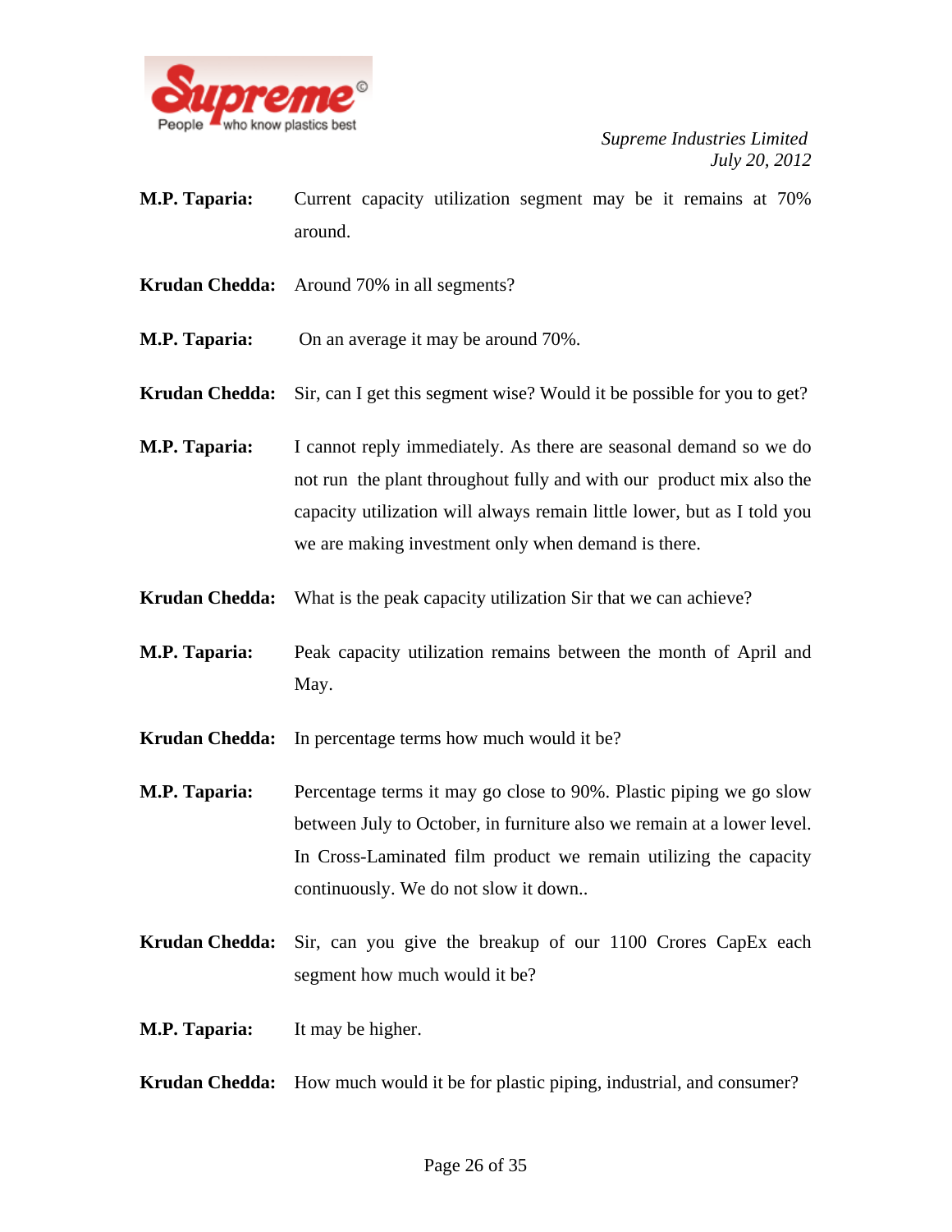**M.P. Taparia:** Current capacity utilization segment may be it remains at 70% around.

**Krudan Chedda:** Around 70% in all segments?

**M.P. Taparia:** On an average it may be around 70%.

**Krudan Chedda:** Sir, can I get this segment wise? Would it be possible for you to get?

**M.P. Taparia:** I cannot reply immediately. As there are seasonal demand so we do not run the plant throughout fully and with our product mix also the capacity utilization will always remain little lower, but as I told you we are making investment only when demand is there.

**Krudan Chedda:** What is the peak capacity utilization Sir that we can achieve?

**M.P. Taparia:** Peak capacity utilization remains between the month of April and May.

**Krudan Chedda:** In percentage terms how much would it be?

**M.P. Taparia:** Percentage terms it may go close to 90%. Plastic piping we go slow between July to October, in furniture also we remain at a lower level. In Cross-Laminated film product we remain utilizing the capacity continuously. We do not slow it down..

**Krudan Chedda:** Sir, can you give the breakup of our 1100 Crores CapEx each segment how much would it be?

**M.P. Taparia:** It may be higher.

**Krudan Chedda:** How much would it be for plastic piping, industrial, and consumer?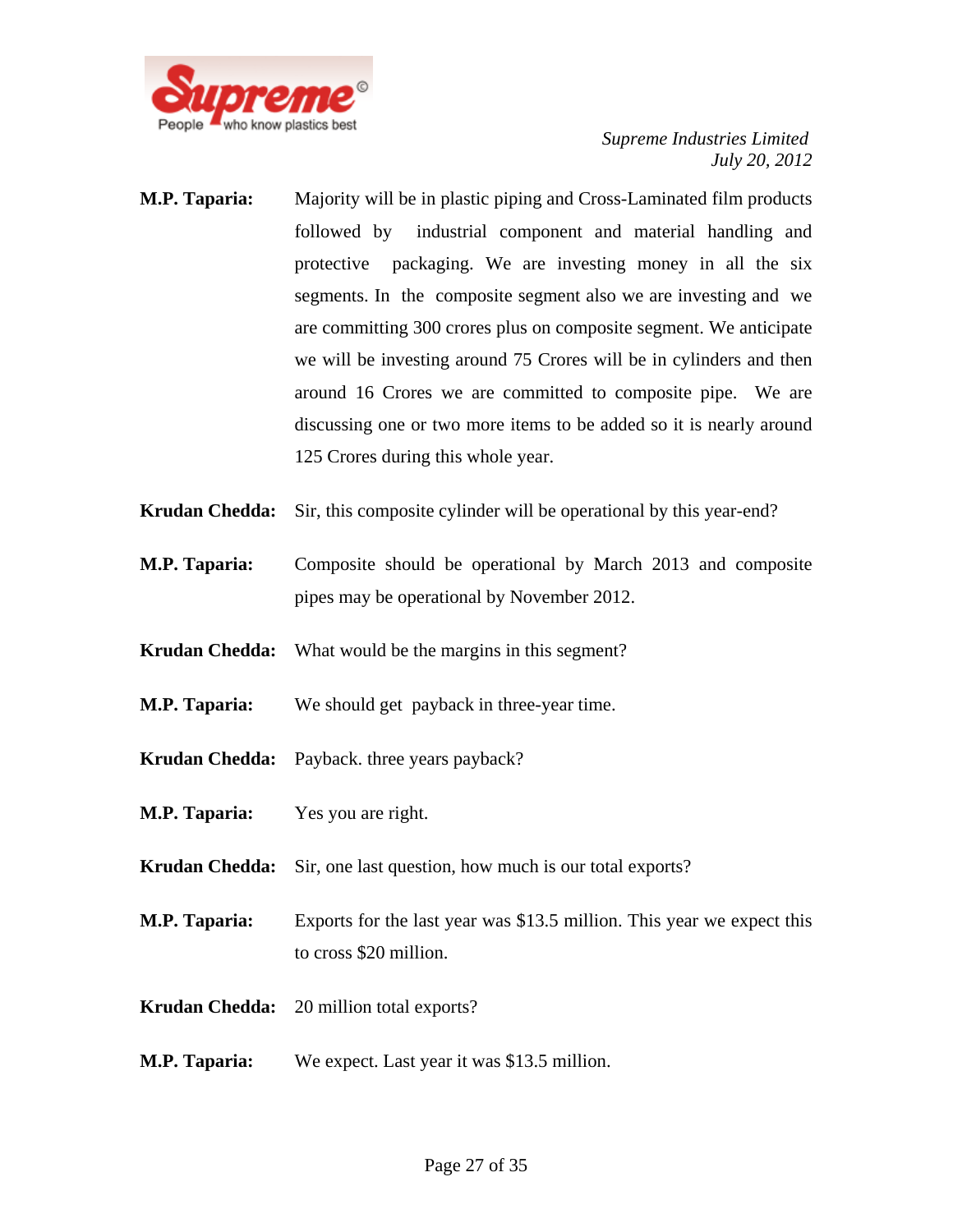**M.P. Taparia:** Majority will be in plastic piping and Cross-Laminated film products followed by industrial component and material handling and protective packaging. We are investing money in all the six segments. In the composite segment also we are investing and we are committing 300 crores plus on composite segment. We anticipate we will be investing around 75 Crores will be in cylinders and then around 16 Crores we are committed to composite pipe. We are discussing one or two more items to be added so it is nearly around 125 Crores during this whole year.

**Krudan Chedda:** Sir, this composite cylinder will be operational by this year-end?

**M.P. Taparia:** Composite should be operational by March 2013 and composite pipes may be operational by November 2012.

**Krudan Chedda:** What would be the margins in this segment?

**M.P. Taparia:** We should get payback in three-year time.

**Krudan Chedda:** Payback. three years payback?

**M.P. Taparia:** Yes you are right.

**Krudan Chedda:** Sir, one last question, how much is our total exports?

**M.P. Taparia:** Exports for the last year was $13.5 million. This year we expect this to cross $20 million.

**Krudan Chedda:** 20 million total exports?

**M.P. Taparia:** We expect. Last year it was $13.5 million.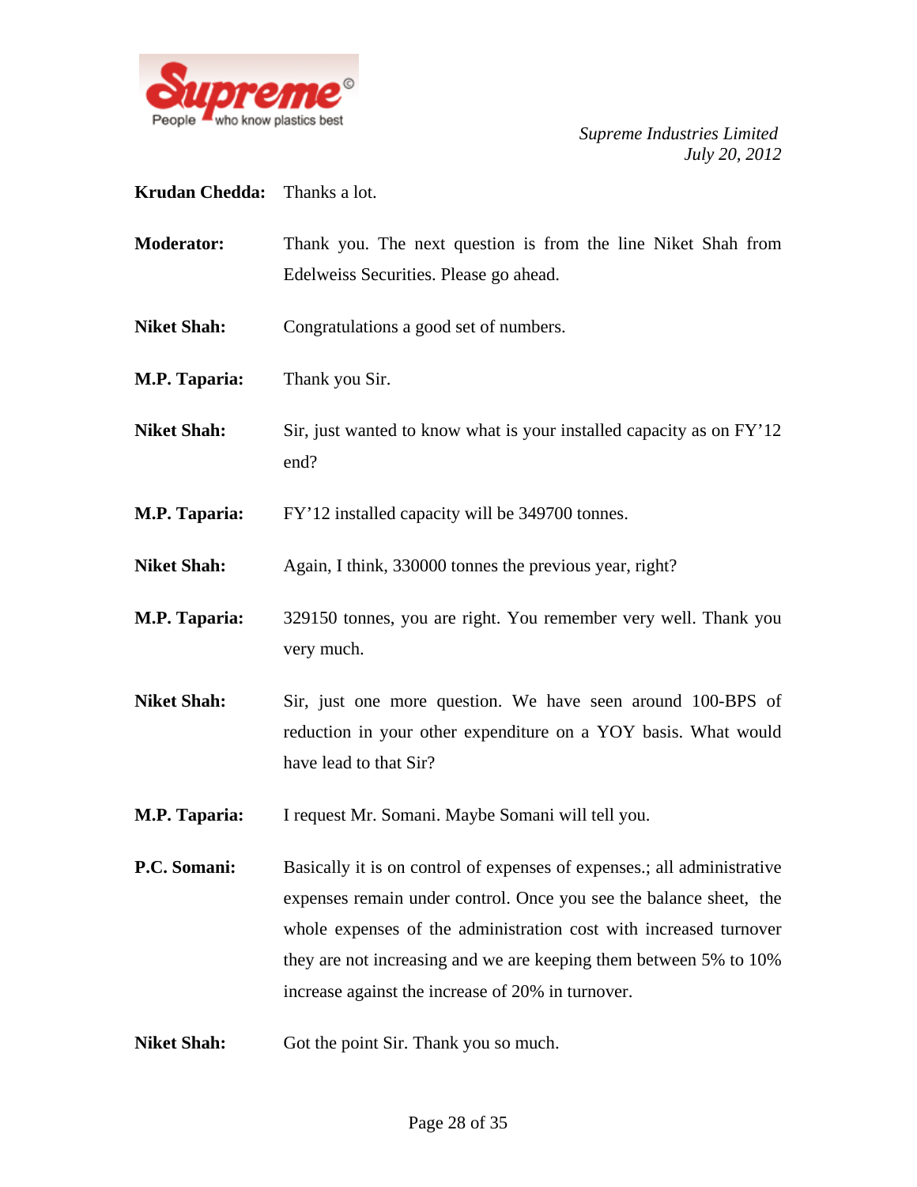**Krudan Chedda:** Thanks a lot.

**Moderator:** Thank you. The next question is from the line Niket Shah from Edelweiss Securities. Please go ahead.

**Niket Shah:** Congratulations a good set of numbers.

**M.P. Taparia:** Thank you Sir.

**Niket Shah:** Sir, just wanted to know what is your installed capacity as on FY'12 end?

**M.P. Taparia:** FY'12 installed capacity will be 349700 tonnes.

**Niket Shah:** Again, I think, 330000 tonnes the previous year, right?

**M.P. Taparia:** 329150 tonnes, you are right. You remember very well. Thank you very much.

**Niket Shah:** Sir, just one more question. We have seen around 100-BPS of reduction in your other expenditure on a YOY basis. What would have lead to that Sir?

**M.P. Taparia:** I request Mr. Somani. Maybe Somani will tell you.

**P.C. Somani:** Basically it is on control of expenses of expenses.; all administrative expenses remain under control. Once you see the balance sheet, the whole expenses of the administration cost with increased turnover they are not increasing and we are keeping them between 5% to 10% increase against the increase of 20% in turnover.

**Niket Shah:** Got the point Sir. Thank you so much.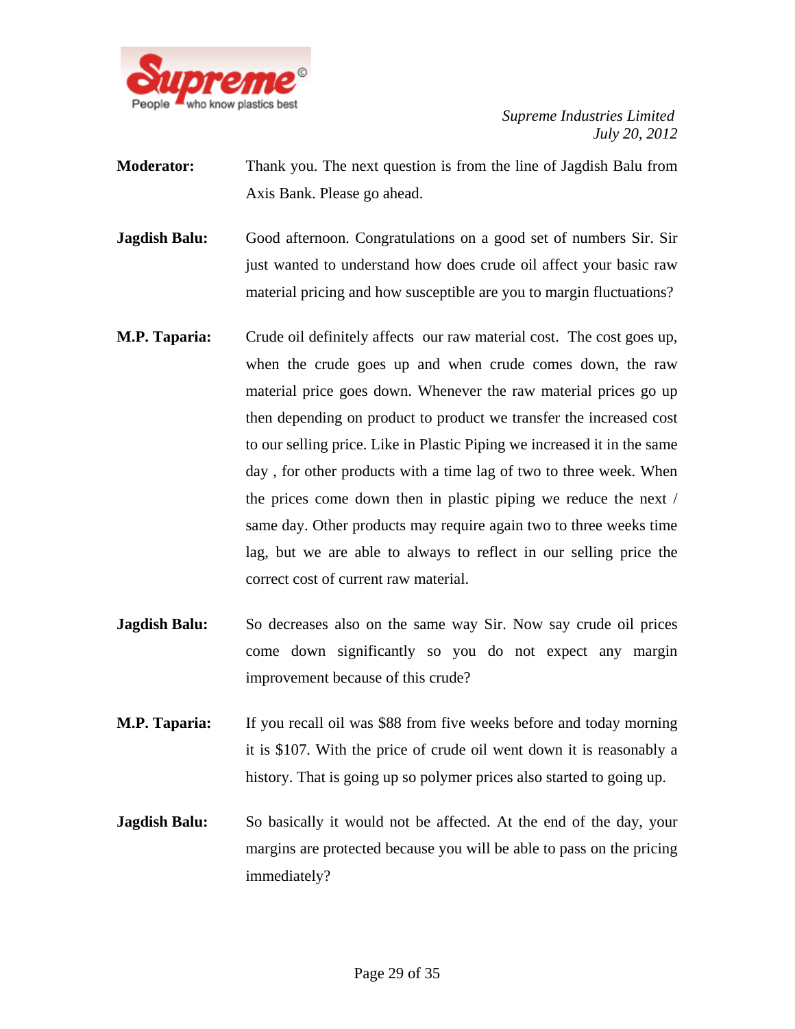**Moderator:** Thank you. The next question is from the line of Jagdish Balu from Axis Bank. Please go ahead.

**Jagdish Balu:** Good afternoon. Congratulations on a good set of numbers Sir. Sir just wanted to understand how does crude oil affect your basic raw material pricing and how susceptible are you to margin fluctuations?

**M.P. Taparia:** Crude oil definitely affects our raw material cost. The cost goes up, when the crude goes up and when crude comes down, the raw material price goes down. Whenever the raw material prices go up then depending on product to product we transfer the increased cost to our selling price. Like in Plastic Piping we increased it in the same day , for other products with a time lag of two to three week. When the prices come down then in plastic piping we reduce the next / same day. Other products may require again two to three weeks time lag, but we are able to always to reflect in our selling price the correct cost of current raw material.

**Jagdish Balu:** So decreases also on the same way Sir. Now say crude oil prices come down significantly so you do not expect any margin improvement because of this crude?

**M.P. Taparia:** If you recall oil was $88 from five weeks before and today morning it is $107. With the price of crude oil went down it is reasonably a history. That is going up so polymer prices also started to going up.

**Jagdish Balu:** So basically it would not be affected. At the end of the day, your margins are protected because you will be able to pass on the pricing immediately?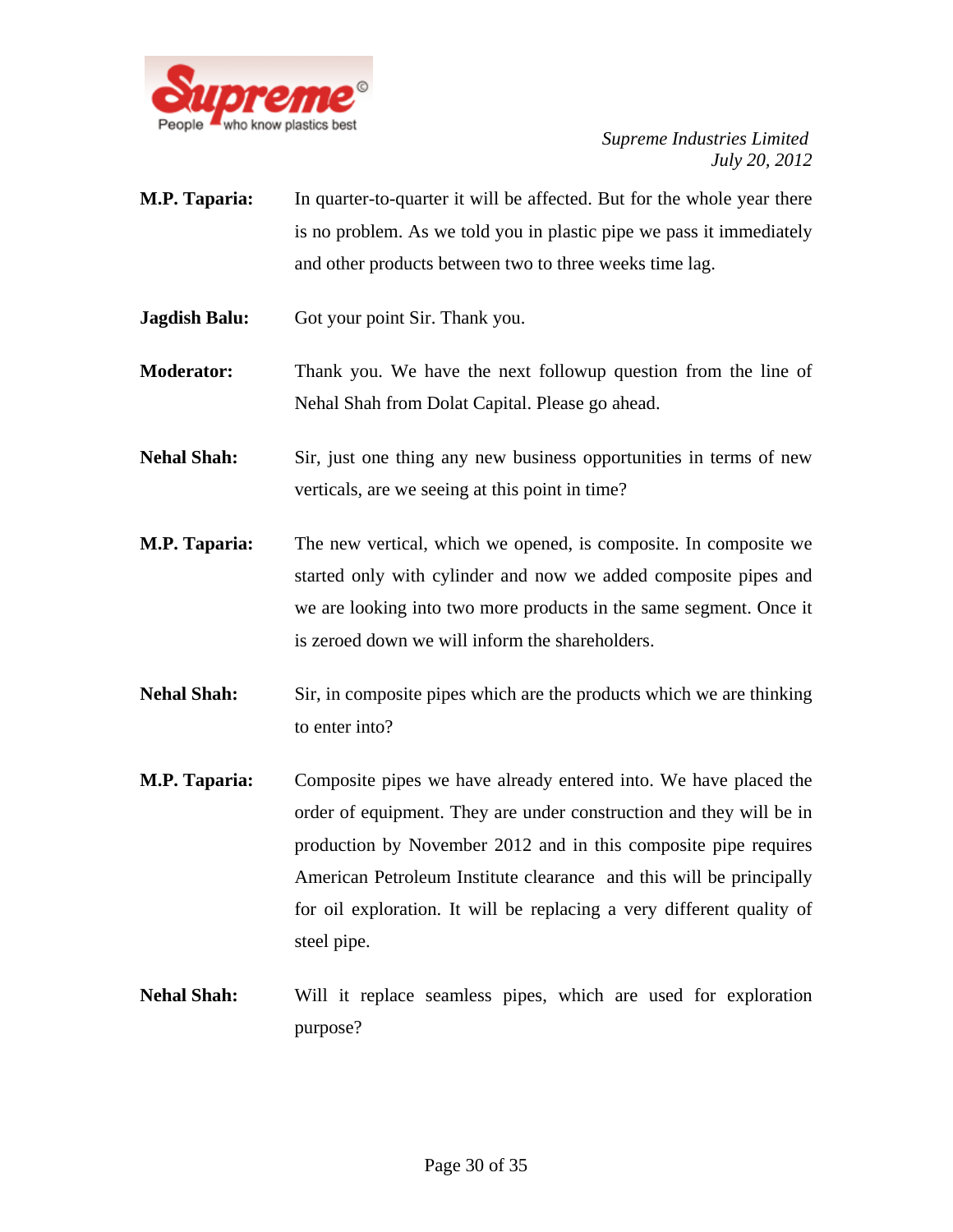**M.P. Taparia:** In quarter-to-quarter it will be affected. But for the whole year there is no problem. As we told you in plastic pipe we pass it immediately and other products between two to three weeks time lag.

**Jagdish Balu:** Got your point Sir. Thank you.

**Moderator:** Thank you. We have the next followup question from the line of Nehal Shah from Dolat Capital. Please go ahead.

**Nehal Shah:** Sir, just one thing any new business opportunities in terms of new verticals, are we seeing at this point in time?

**M.P. Taparia:** The new vertical, which we opened, is composite. In composite we started only with cylinder and now we added composite pipes and we are looking into two more products in the same segment. Once it is zeroed down we will inform the shareholders.

**Nehal Shah:** Sir, in composite pipes which are the products which we are thinking to enter into?

**M.P. Taparia:** Composite pipes we have already entered into. We have placed the order of equipment. They are under construction and they will be in production by November 2012 and in this composite pipe requires American Petroleum Institute clearance and this will be principally for oil exploration. It will be replacing a very different quality of steel pipe.

**Nehal Shah:** Will it replace seamless pipes, which are used for exploration purpose?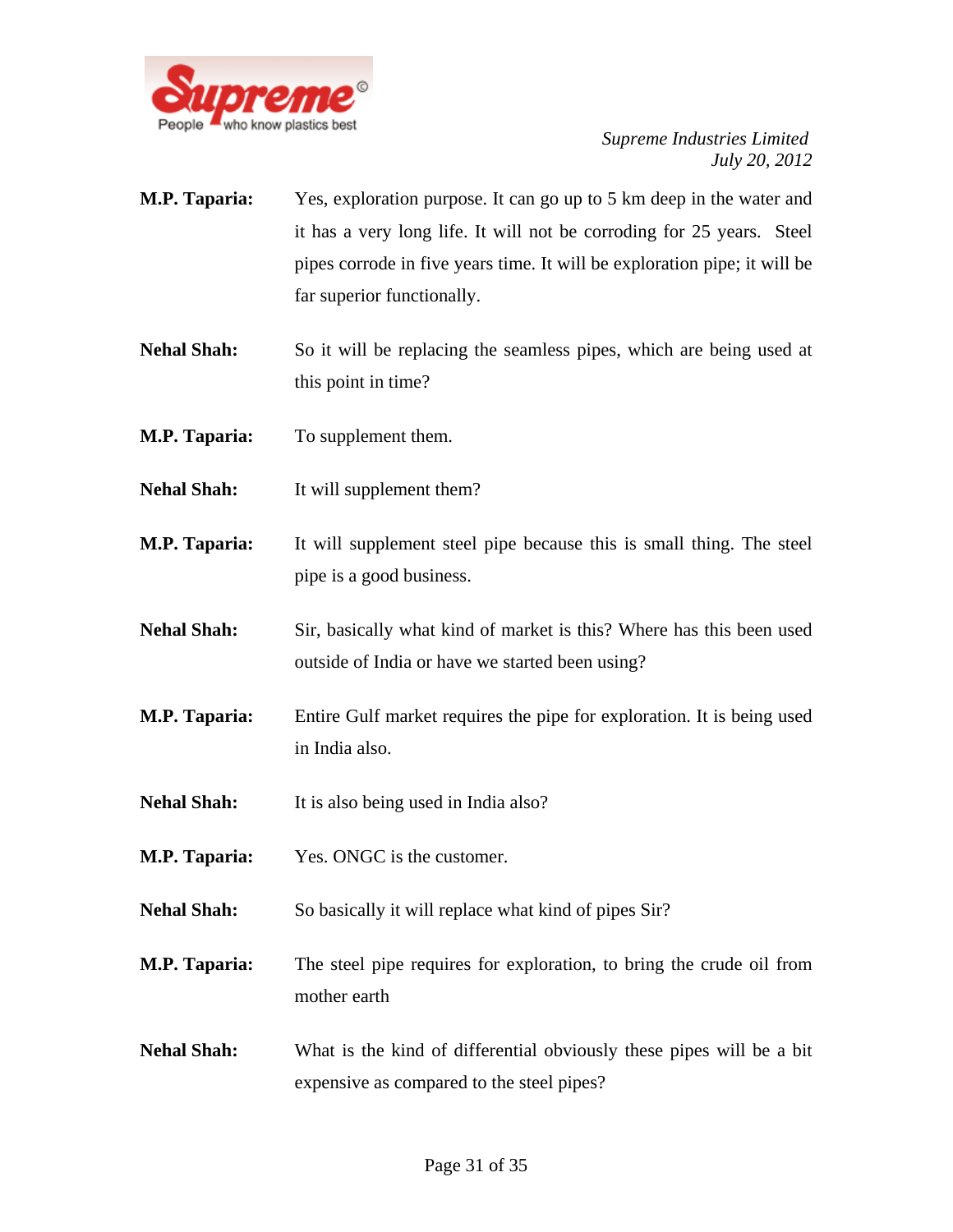**M.P. Taparia:** Yes, exploration purpose. It can go up to 5 km deep in the water and it has a very long life. It will not be corroding for 25 years. Steel pipes corrode in five years time. It will be exploration pipe; it will be far superior functionally.

**Nehal Shah:** So it will be replacing the seamless pipes, which are being used at this point in time?

**M.P. Taparia:** To supplement them.

**Nehal Shah:** It will supplement them?

**M.P. Taparia:** It will supplement steel pipe because this is small thing. The steel pipe is a good business.

**Nehal Shah:** Sir, basically what kind of market is this? Where has this been used outside of India or have we started been using?

**M.P. Taparia:** Entire Gulf market requires the pipe for exploration. It is being used in India also.

**Nehal Shah:** It is also being used in India also?

**M.P. Taparia:** Yes. ONGC is the customer.

**Nehal Shah:** So basically it will replace what kind of pipes Sir?

**M.P. Taparia:** The steel pipe requires for exploration, to bring the crude oil from mother earth

**Nehal Shah:** What is the kind of differential obviously these pipes will be a bit expensive as compared to the steel pipes?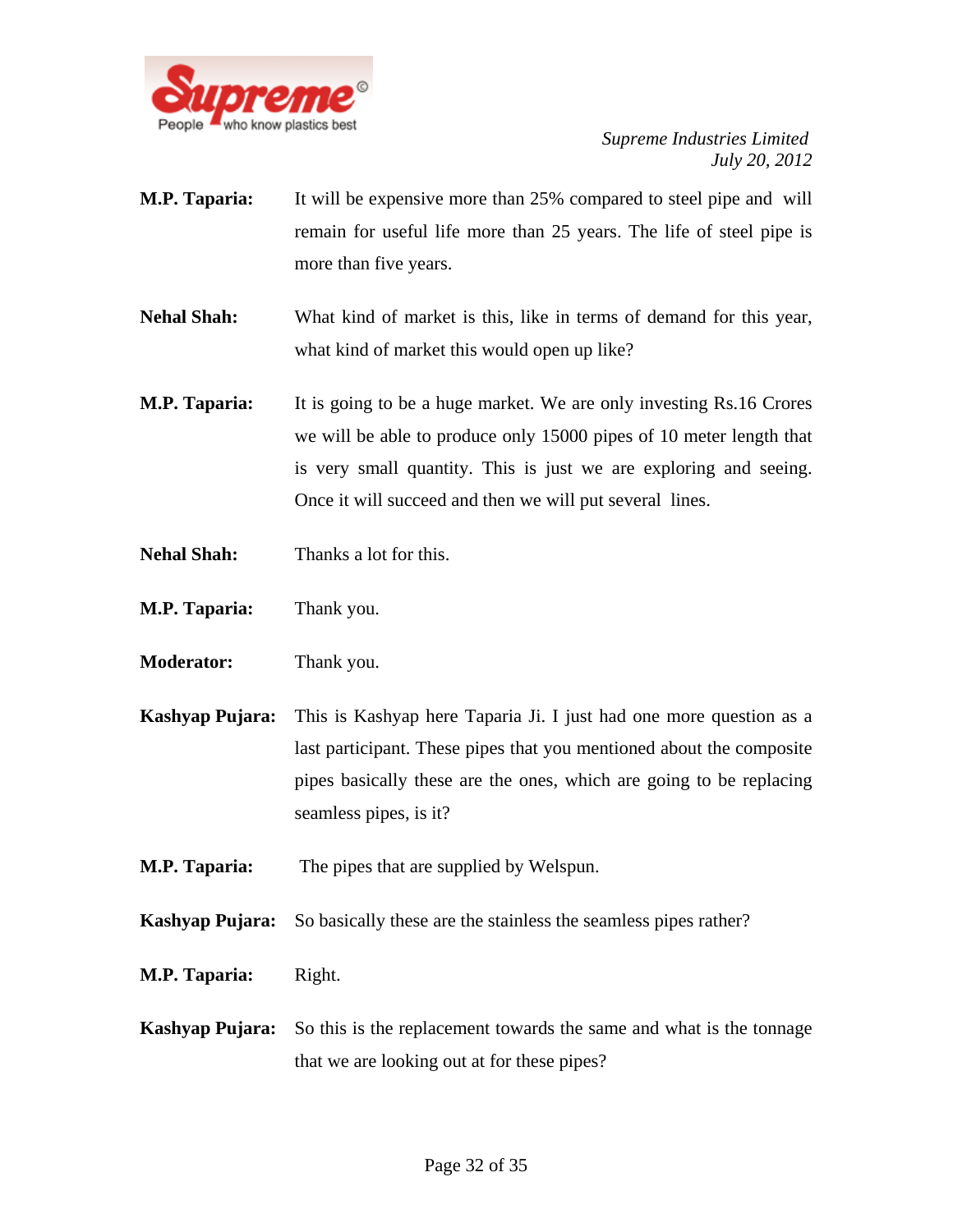**M.P. Taparia:** It will be expensive more than 25% compared to steel pipe and will remain for useful life more than 25 years. The life of steel pipe is more than five years.

**Nehal Shah:** What kind of market is this, like in terms of demand for this year, what kind of market this would open up like?

**M.P. Taparia:** It is going to be a huge market. We are only investing Rs.16 Crores we will be able to produce only 15000 pipes of 10 meter length that is very small quantity. This is just we are exploring and seeing. Once it will succeed and then we will put several lines.

**Nehal Shah:** Thanks a lot for this.

**M.P. Taparia:** Thank you.

**Moderator:** Thank you.

**Kashyap Pujara:** This is Kashyap here Taparia Ji. I just had one more question as a last participant. These pipes that you mentioned about the composite pipes basically these are the ones, which are going to be replacing seamless pipes, is it?

**M.P. Taparia:** The pipes that are supplied by Welspun.

**Kashyap Pujara:** So basically these are the stainless the seamless pipes rather?

**M.P. Taparia:** Right.

**Kashyap Pujara:** So this is the replacement towards the same and what is the tonnage that we are looking out at for these pipes?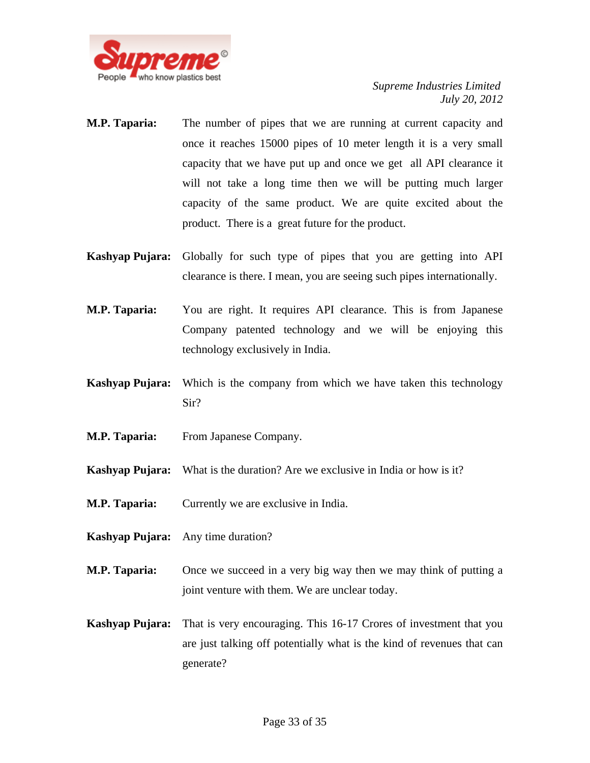**M.P. Taparia:** The number of pipes that we are running at current capacity and once it reaches 15000 pipes of 10 meter length it is a very small capacity that we have put up and once we get all API clearance it will not take a long time then we will be putting much larger capacity of the same product. We are quite excited about the product. There is a great future for the product.

**Kashyap Pujara:** Globally for such type of pipes that you are getting into API clearance is there. I mean, you are seeing such pipes internationally.

**M.P. Taparia:** You are right. It requires API clearance. This is from Japanese Company patented technology and we will be enjoying this technology exclusively in India.

**Kashyap Pujara:** Which is the company from which we have taken this technology Sir?

**M.P. Taparia:** From Japanese Company.

**Kashyap Pujara:** What is the duration? Are we exclusive in India or how is it?

**M.P. Taparia:** Currently we are exclusive in India.

**Kashyap Pujara:** Any time duration?

**M.P. Taparia:** Once we succeed in a very big way then we may think of putting a joint venture with them. We are unclear today.

**Kashyap Pujara:** That is very encouraging. This 16-17 Crores of investment that you are just talking off potentially what is the kind of revenues that can generate?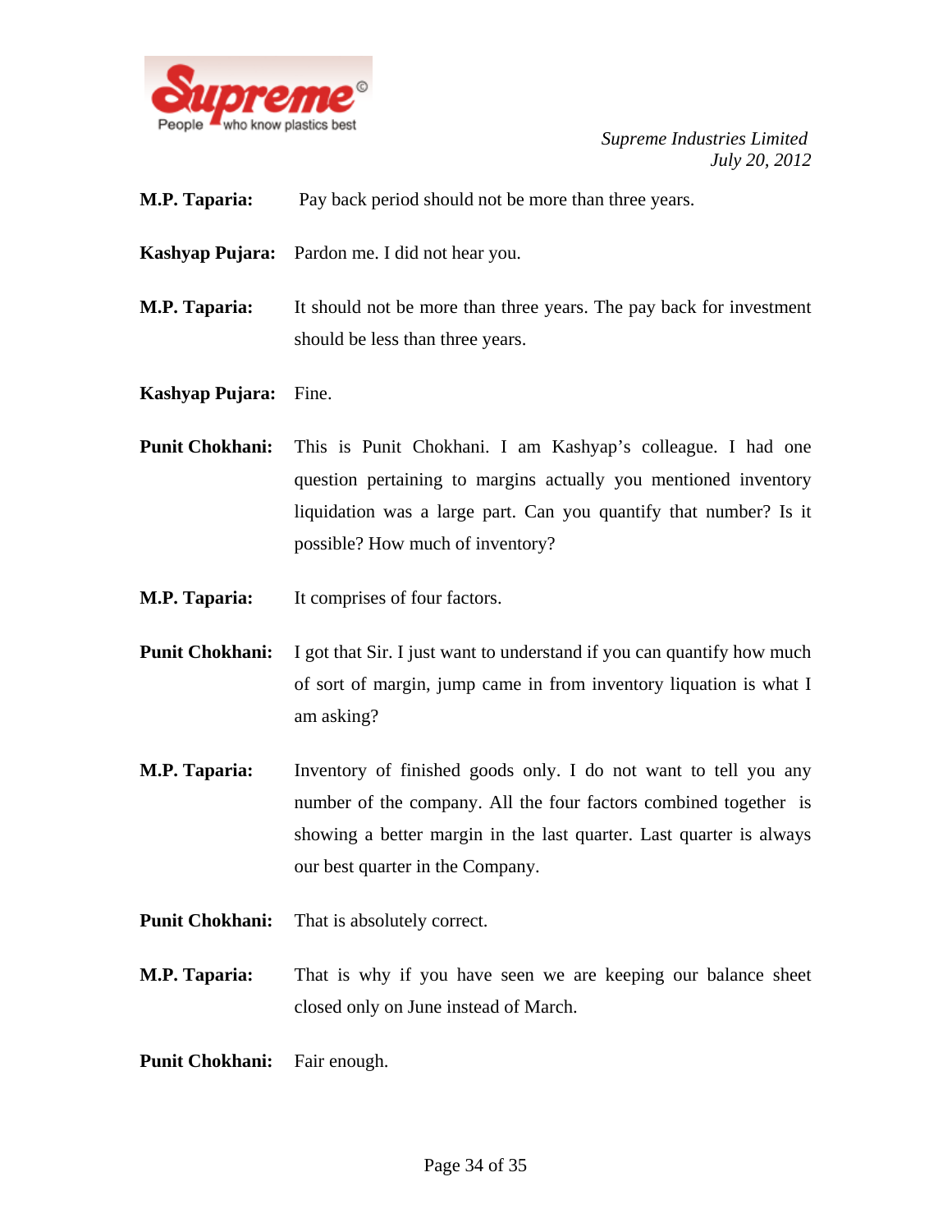**M.P. Taparia:** Pay back period should not be more than three years.

**Kashyap Pujara:** Pardon me. I did not hear you.

**M.P. Taparia:** It should not be more than three years. The pay back for investment should be less than three years.

**Kashyap Pujara:** Fine.

**Punit Chokhani:** This is Punit Chokhani. I am Kashyap's colleague. I had one question pertaining to margins actually you mentioned inventory liquidation was a large part. Can you quantify that number? Is it possible? How much of inventory?

**M.P. Taparia:** It comprises of four factors.

**Punit Chokhani:** I got that Sir. I just want to understand if you can quantify how much of sort of margin, jump came in from inventory liquation is what I am asking?

**M.P. Taparia:** Inventory of finished goods only. I do not want to tell you any number of the company. All the four factors combined together is showing a better margin in the last quarter. Last quarter is always our best quarter in the Company.

**Punit Chokhani:** That is absolutely correct.

**M.P. Taparia:** That is why if you have seen we are keeping our balance sheet closed only on June instead of March.

**Punit Chokhani:** Fair enough.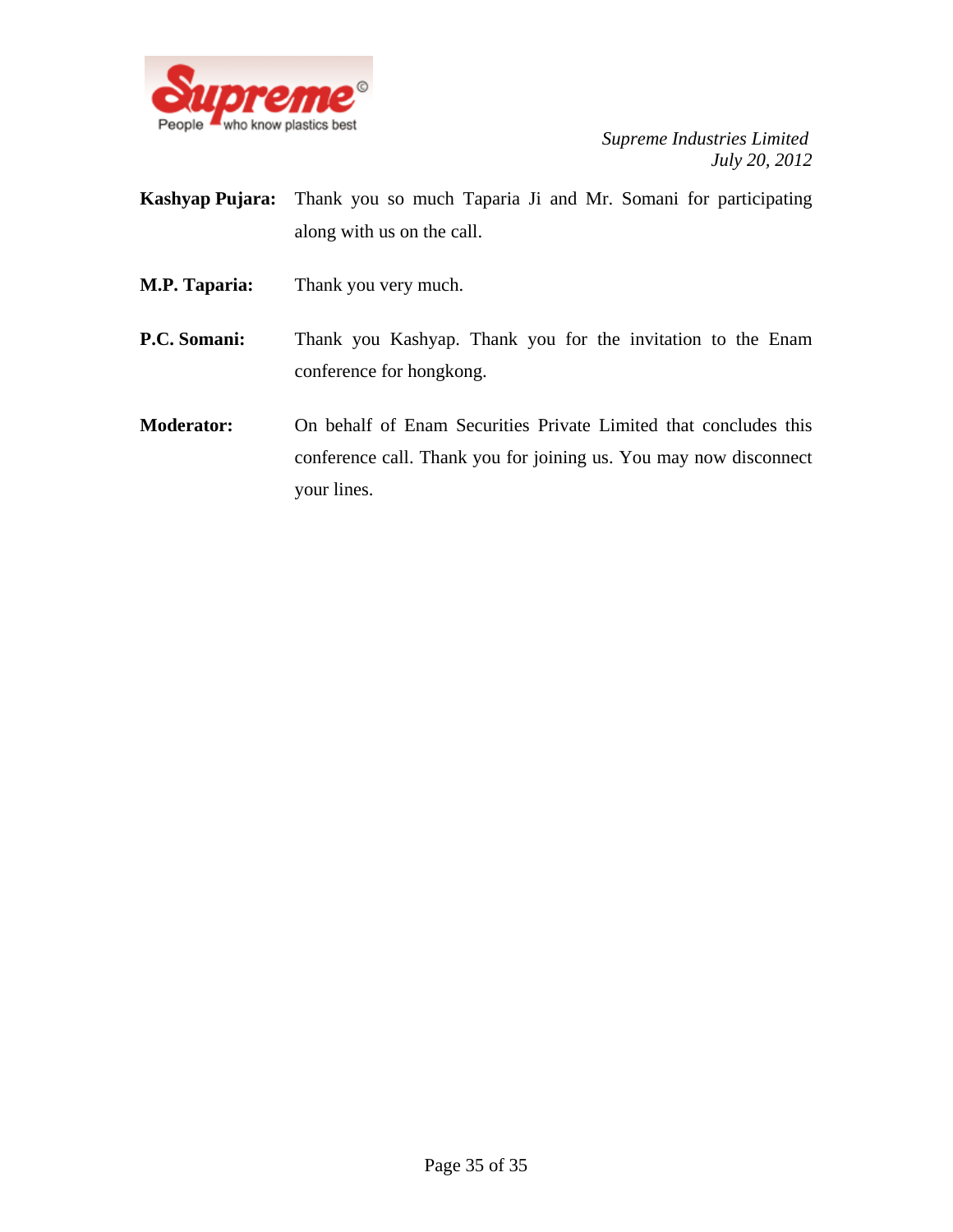**Kashyap Pujara:** Thank you so much Taparia Ji and Mr. Somani for participating along with us on the call.

**M.P. Taparia:** Thank you very much.

**P.C. Somani:** Thank you Kashyap. Thank you for the invitation to the Enam conference for hongkong.

**Moderator:** On behalf of Enam Securities Private Limited that concludes this conference call. Thank you for joining us. You may now disconnect your lines.